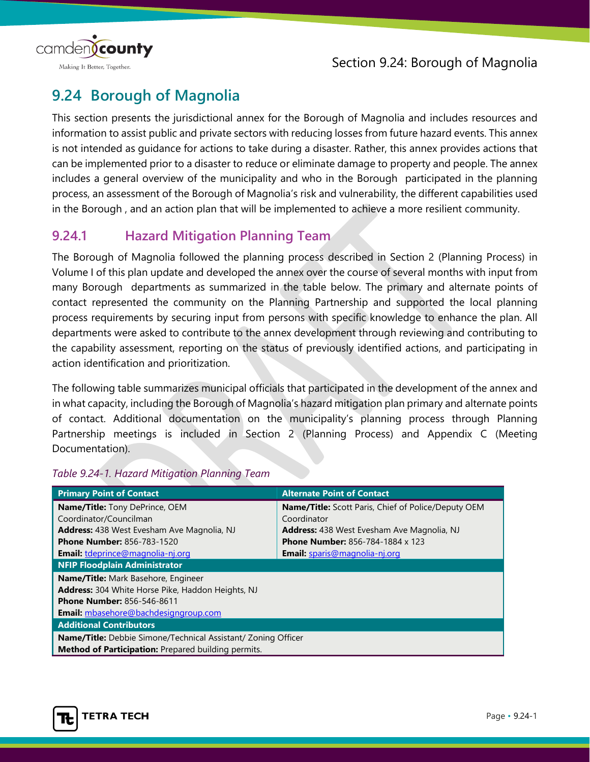# 9.24 Borough of Magnolia

This section presents the jurisdictional annex for the Borough of Magnolia and includes resources and information to assist public and private sectors with reducing losses from future hazard events. This annex is not intended as guidance for actions to take during a disaster. Rather, this annex provides actions that can be implemented prior to a disaster to reduce or eliminate damage to property and people. The annex includes a general overview of the municipality and who in the Borough participated in the planning process, an assessment of the Borough of Magnolia's risk and vulnerability, the different capabilities used in the Borough , and an action plan that will be implemented to achieve a more resilient community.

## 9.24.1 Hazard Mitigation Planning Team

The Borough of Magnolia followed the planning process described in Section 2 (Planning Process) in Volume I of this plan update and developed the annex over the course of several months with input from many Borough departments as summarized in the table below. The primary and alternate points of contact represented the community on the Planning Partnership and supported the local planning process requirements by securing input from persons with specific knowledge to enhance the plan. All departments were asked to contribute to the annex development through reviewing and contributing to the capability assessment, reporting on the status of previously identified actions, and participating in action identification and prioritization.

The following table summarizes municipal officials that participated in the development of the annex and in what capacity, including the Borough of Magnolia's hazard mitigation plan primary and alternate points of contact. Additional documentation on the municipality's planning process through Planning Partnership meetings is included in Section 2 (Planning Process) and Appendix C (Meeting Documentation).

*Table 9.24-1. Hazard Mitigation Planning Team*

| Primary Point of Contact | Alternate Point of Contact |
|---|---|
| **Name/Title:** Tony DePrince, OEM Coordinator/Councilman<br>**Address:** 438 West Evesham Ave Magnolia, NJ<br>**Phone Number:** 856-783-1520<br>**Email:** tdeprince@magnolia-nj.org | **Name/Title:** Scott Paris, Chief of Police/Deputy OEM Coordinator<br>**Address:** 438 West Evesham Ave Magnolia, NJ<br>**Phone Number:** 856-784-1884 x 123<br>**Email:** sparis@magnolia-nj.org |
| **NFIP Floodplain Administrator** | |
| **Name/Title:** Mark Basehore, Engineer<br>**Address:** 304 White Horse Pike, Haddon Heights, NJ<br>**Phone Number:** 856-546-8611<br>**Email:** mbasehore@bachdesigngroup.com | |
| **Additional Contributors** | |
| **Name/Title:** Debbie Simone/Technical Assistant/ Zoning Officer<br>**Method of Participation:** Prepared building permits. | |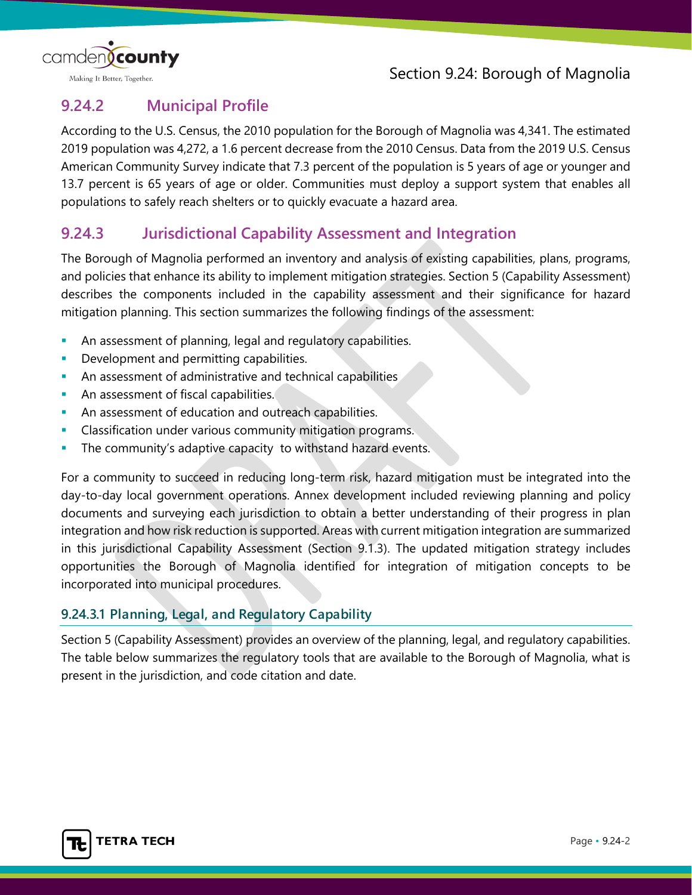## 9.24.2 Municipal Profile

According to the U.S. Census, the 2010 population for the Borough of Magnolia was 4,341. The estimated 2019 population was 4,272, a 1.6 percent decrease from the 2010 Census. Data from the 2019 U.S. Census American Community Survey indicate that 7.3 percent of the population is 5 years of age or younger and 13.7 percent is 65 years of age or older. Communities must deploy a support system that enables all populations to safely reach shelters or to quickly evacuate a hazard area.

## 9.24.3 Jurisdictional Capability Assessment and Integration

The Borough of Magnolia performed an inventory and analysis of existing capabilities, plans, programs, and policies that enhance its ability to implement mitigation strategies. Section 5 (Capability Assessment) describes the components included in the capability assessment and their significance for hazard mitigation planning. This section summarizes the following findings of the assessment:

- An assessment of planning, legal and regulatory capabilities.
- Development and permitting capabilities.
- An assessment of administrative and technical capabilities
- An assessment of fiscal capabilities.
- An assessment of education and outreach capabilities.
- Classification under various community mitigation programs.
- The community's adaptive capacity to withstand hazard events.

For a community to succeed in reducing long-term risk, hazard mitigation must be integrated into the day-to-day local government operations. Annex development included reviewing planning and policy documents and surveying each jurisdiction to obtain a better understanding of their progress in plan integration and how risk reduction is supported. Areas with current mitigation integration are summarized in this jurisdictional Capability Assessment (Section 9.1.3). The updated mitigation strategy includes opportunities the Borough of Magnolia identified for integration of mitigation concepts to be incorporated into municipal procedures.

### 9.24.3.1 Planning, Legal, and Regulatory Capability

Section 5 (Capability Assessment) provides an overview of the planning, legal, and regulatory capabilities. The table below summarizes the regulatory tools that are available to the Borough of Magnolia, what is present in the jurisdiction, and code citation and date.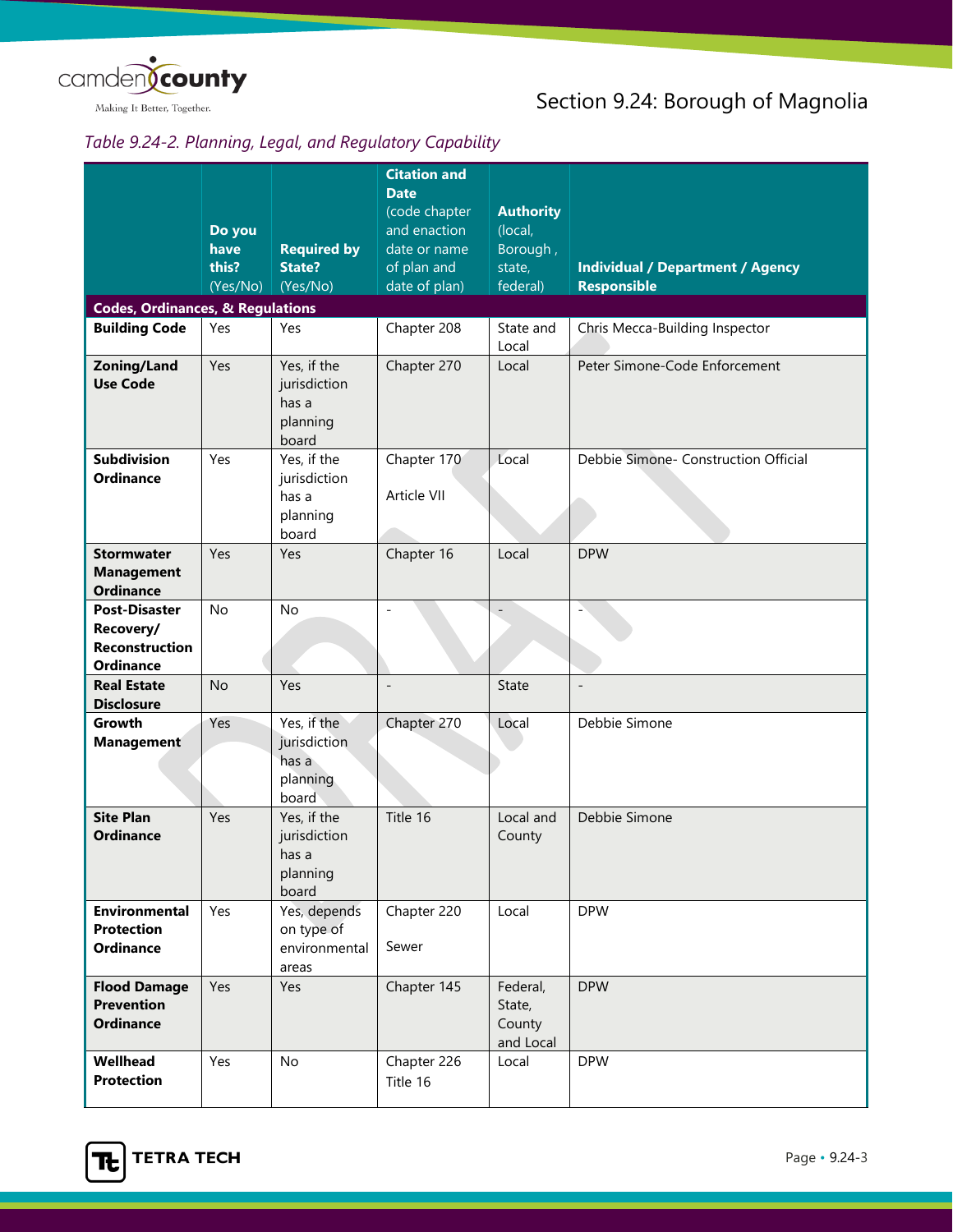*Table 9.24-2. Planning, Legal, and Regulatory Capability*

| | Do you have this? (Yes/No) | Required by State? (Yes/No) | Citation and Date (code chapter and enaction date or name of plan and date of plan) | Authority (local, Borough , state, federal) | Individual / Department / Agency Responsible |
|---|---|---|---|---|---|
| **Codes, Ordinances, & Regulations** | | | | | |
| **Building Code** | Yes | Yes | Chapter 208 | State and Local | Chris Mecca-Building Inspector |
| **Zoning/Land Use Code** | Yes | Yes, if the jurisdiction has a planning board | Chapter 270 | Local | Peter Simone-Code Enforcement |
| **Subdivision Ordinance** | Yes | Yes, if the jurisdiction has a planning board | Chapter 170 Article VII | Local | Debbie Simone- Construction Official |
| **Stormwater Management Ordinance** | Yes | Yes | Chapter 16 | Local | DPW |
| **Post-Disaster Recovery/ Reconstruction Ordinance** | No | No | - | - | - |
| **Real Estate Disclosure** | No | Yes | - | State | - |
| **Growth Management** | Yes | Yes, if the jurisdiction has a planning board | Chapter 270 | Local | Debbie Simone |
| **Site Plan Ordinance** | Yes | Yes, if the jurisdiction has a planning board | Title 16 | Local and County | Debbie Simone |
| **Environmental Protection Ordinance** | Yes | Yes, depends on type of environmental areas | Chapter 220 Sewer | Local | DPW |
| **Flood Damage Prevention Ordinance** | Yes | Yes | Chapter 145 | Federal, State, County and Local | DPW |
| **Wellhead Protection** | Yes | No | Chapter 226 Title 16 | Local | DPW |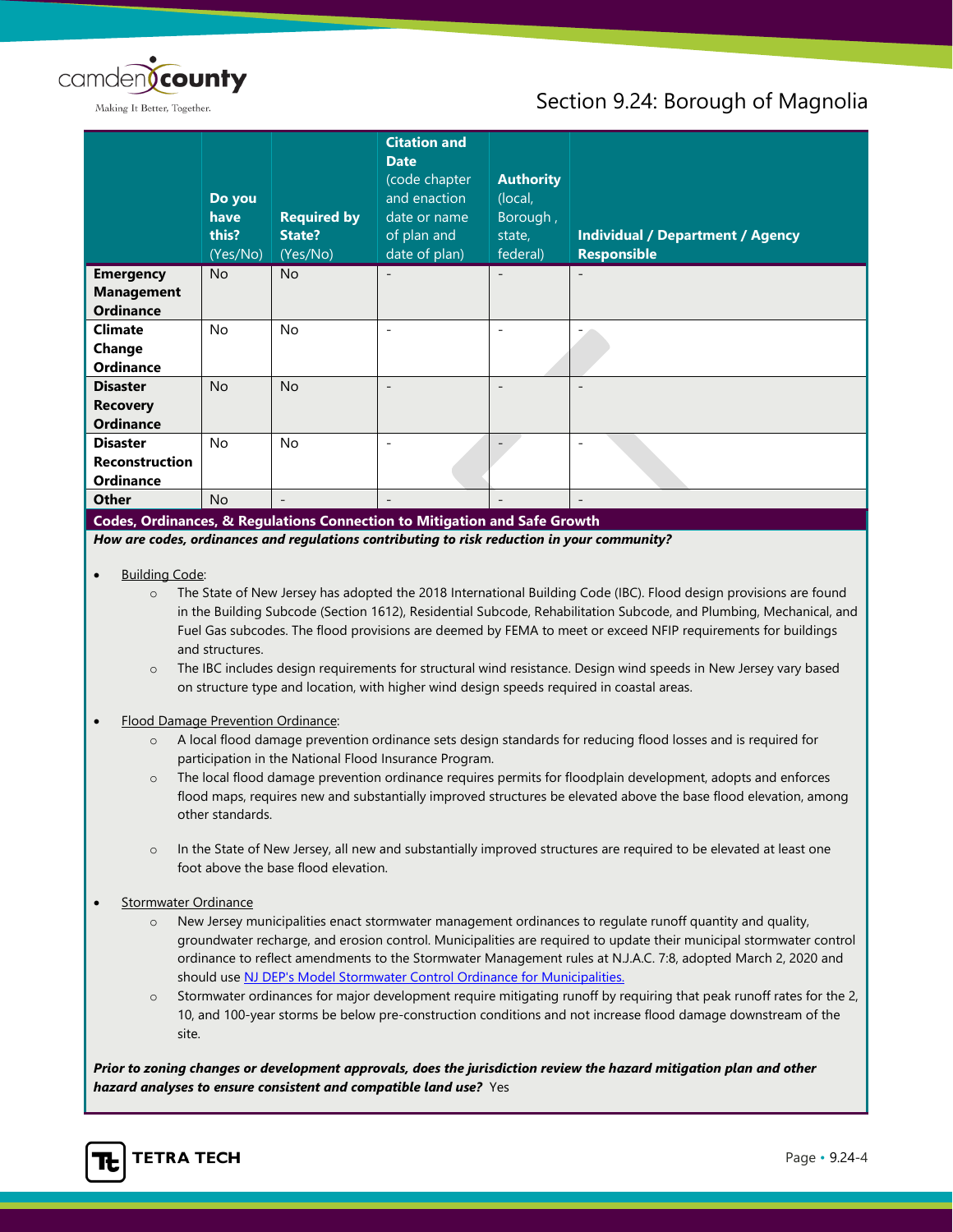| | Do you have this? (Yes/No) | Required by State? (Yes/No) | Citation and Date (code chapter and enaction date or name of plan and date of plan) | Authority (local, Borough , state, federal) | Individual / Department / Agency Responsible |
|---|---|---|---|---|---|
| **Emergency Management Ordinance** | No | No | - | - | - |
| **Climate Change Ordinance** | No | No | - | - | - |
| **Disaster Recovery Ordinance** | No | No | - | - | - |
| **Disaster Reconstruction Ordinance** | No | No | - | - | - |
| **Other** | No | - | - | - | - |

**Codes, Ordinances, & Regulations Connection to Mitigation and Safe Growth**

***How are codes, ordinances and regulations contributing to risk reduction in your community?***

- Building Code:
  - The State of New Jersey has adopted the 2018 International Building Code (IBC). Flood design provisions are found in the Building Subcode (Section 1612), Residential Subcode, Rehabilitation Subcode, and Plumbing, Mechanical, and Fuel Gas subcodes. The flood provisions are deemed by FEMA to meet or exceed NFIP requirements for buildings and structures.
  - The IBC includes design requirements for structural wind resistance. Design wind speeds in New Jersey vary based on structure type and location, with higher wind design speeds required in coastal areas.
- Flood Damage Prevention Ordinance:
  - A local flood damage prevention ordinance sets design standards for reducing flood losses and is required for participation in the National Flood Insurance Program.
  - The local flood damage prevention ordinance requires permits for floodplain development, adopts and enforces flood maps, requires new and substantially improved structures be elevated above the base flood elevation, among other standards.
  - In the State of New Jersey, all new and substantially improved structures are required to be elevated at least one foot above the base flood elevation.
- Stormwater Ordinance
  - New Jersey municipalities enact stormwater management ordinances to regulate runoff quantity and quality, groundwater recharge, and erosion control. Municipalities are required to update their municipal stormwater control ordinance to reflect amendments to the Stormwater Management rules at N.J.A.C. 7:8, adopted March 2, 2020 and should use NJ DEP's Model Stormwater Control Ordinance for Municipalities.
  - Stormwater ordinances for major development require mitigating runoff by requiring that peak runoff rates for the 2, 10, and 100-year storms be below pre-construction conditions and not increase flood damage downstream of the site.

***Prior to zoning changes or development approvals, does the jurisdiction review the hazard mitigation plan and other hazard analyses to ensure consistent and compatible land use?*** Yes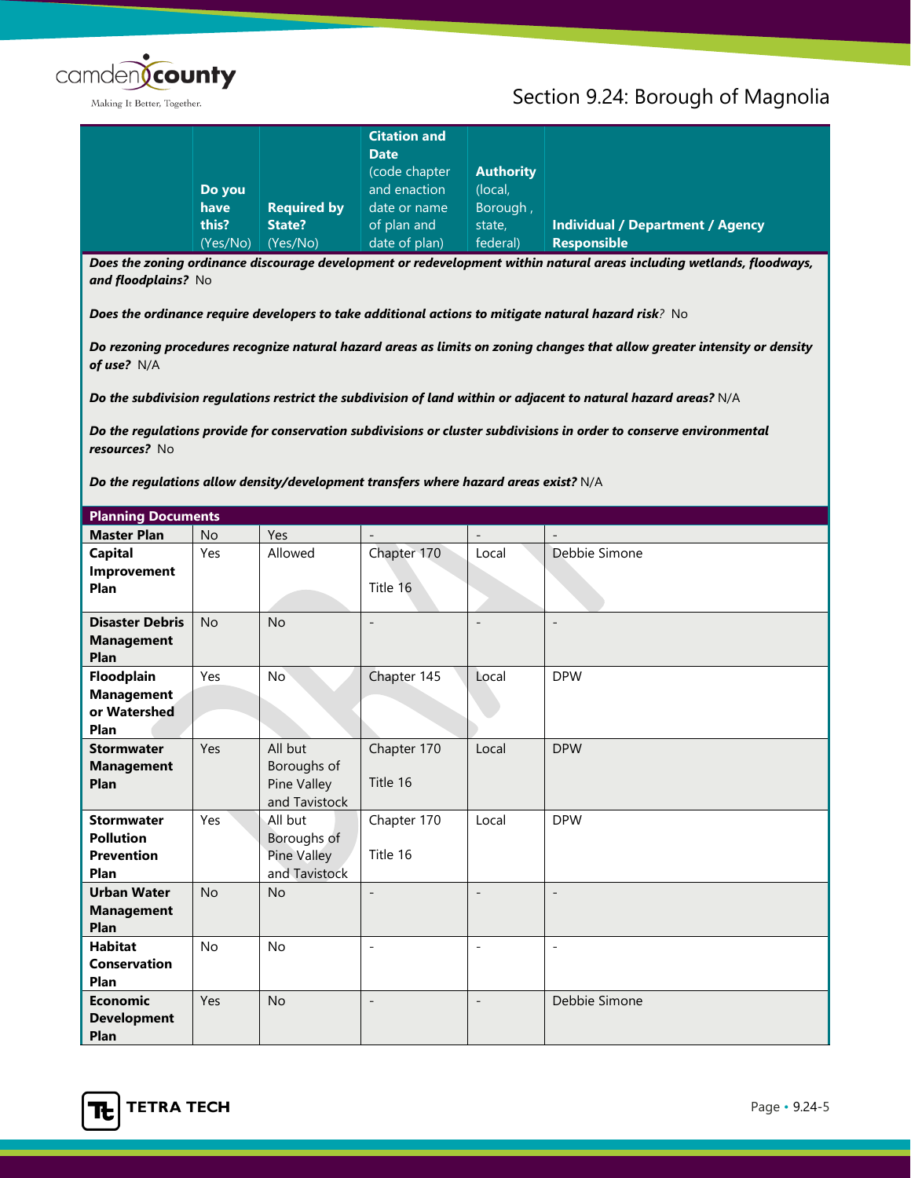| | Do you have this? (Yes/No) | Required by State? (Yes/No) | Citation and Date (code chapter and enaction date or name of plan and date of plan) | Authority (local, Borough , state, federal) | Individual / Department / Agency Responsible |
|---|---|---|---|---|---|

***Does the zoning ordinance discourage development or redevelopment within natural areas including wetlands, floodways, and floodplains?*** No

***Does the ordinance require developers to take additional actions to mitigate natural hazard risk?*** No

***Do rezoning procedures recognize natural hazard areas as limits on zoning changes that allow greater intensity or density of use?*** N/A

***Do the subdivision regulations restrict the subdivision of land within or adjacent to natural hazard areas?*** N/A

***Do the regulations provide for conservation subdivisions or cluster subdivisions in order to conserve environmental resources?*** No

***Do the regulations allow density/development transfers where hazard areas exist?*** N/A

| **Planning Documents** | | | | | |
|---|---|---|---|---|---|
| **Master Plan** | No | Yes | - | - | - |
| **Capital Improvement Plan** | Yes | Allowed | Chapter 170 Title 16 | Local | Debbie Simone |
| **Disaster Debris Management Plan** | No | No | - | - | - |
| **Floodplain Management or Watershed Plan** | Yes | No | Chapter 145 | Local | DPW |
| **Stormwater Management Plan** | Yes | All but Boroughs of Pine Valley and Tavistock | Chapter 170 Title 16 | Local | DPW |
| **Stormwater Pollution Prevention Plan** | Yes | All but Boroughs of Pine Valley and Tavistock | Chapter 170 Title 16 | Local | DPW |
| **Urban Water Management Plan** | No | No | - | - | - |
| **Habitat Conservation Plan** | No | No | - | - | - |
| **Economic Development Plan** | Yes | No | - | - | Debbie Simone |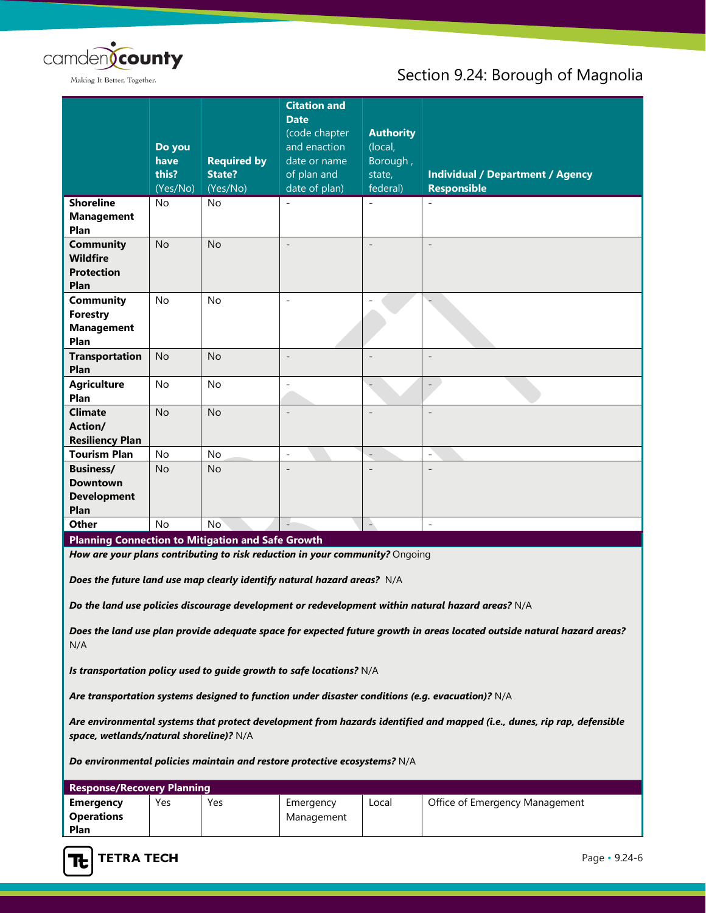| | Do you have this? (Yes/No) | Required by State? (Yes/No) | Citation and Date (code chapter and enaction date or name of plan and date of plan) | Authority (local, Borough , state, federal) | Individual / Department / Agency Responsible |
|---|---|---|---|---|---|
| **Shoreline Management Plan** | No | No | - | - | - |
| **Community Wildfire Protection Plan** | No | No | - | - | - |
| **Community Forestry Management Plan** | No | No | - | - | - |
| **Transportation Plan** | No | No | - | - | - |
| **Agriculture Plan** | No | No | - | - | - |
| **Climate Action/ Resiliency Plan** | No | No | - | - | - |
| **Tourism Plan** | No | No | - | - | - |
| **Business/ Downtown Development Plan** | No | No | - | - | - |
| **Other** | No | No | - | - | - |
| **Planning Connection to Mitigation and Safe Growth** | | | | | |

***How are your plans contributing to risk reduction in your community?*** Ongoing

***Does the future land use map clearly identify natural hazard areas?*** N/A

***Do the land use policies discourage development or redevelopment within natural hazard areas?*** N/A

***Does the land use plan provide adequate space for expected future growth in areas located outside natural hazard areas?*** N/A

***Is transportation policy used to guide growth to safe locations?*** N/A

***Are transportation systems designed to function under disaster conditions (e.g. evacuation)?*** N/A

***Are environmental systems that protect development from hazards identified and mapped (i.e., dunes, rip rap, defensible space, wetlands/natural shoreline)?*** N/A

***Do environmental policies maintain and restore protective ecosystems?*** N/A

| **Response/Recovery Planning** | | | | | |
|---|---|---|---|---|---|
| **Emergency Operations Plan** | Yes | Yes | Emergency Management | Local | Office of Emergency Management |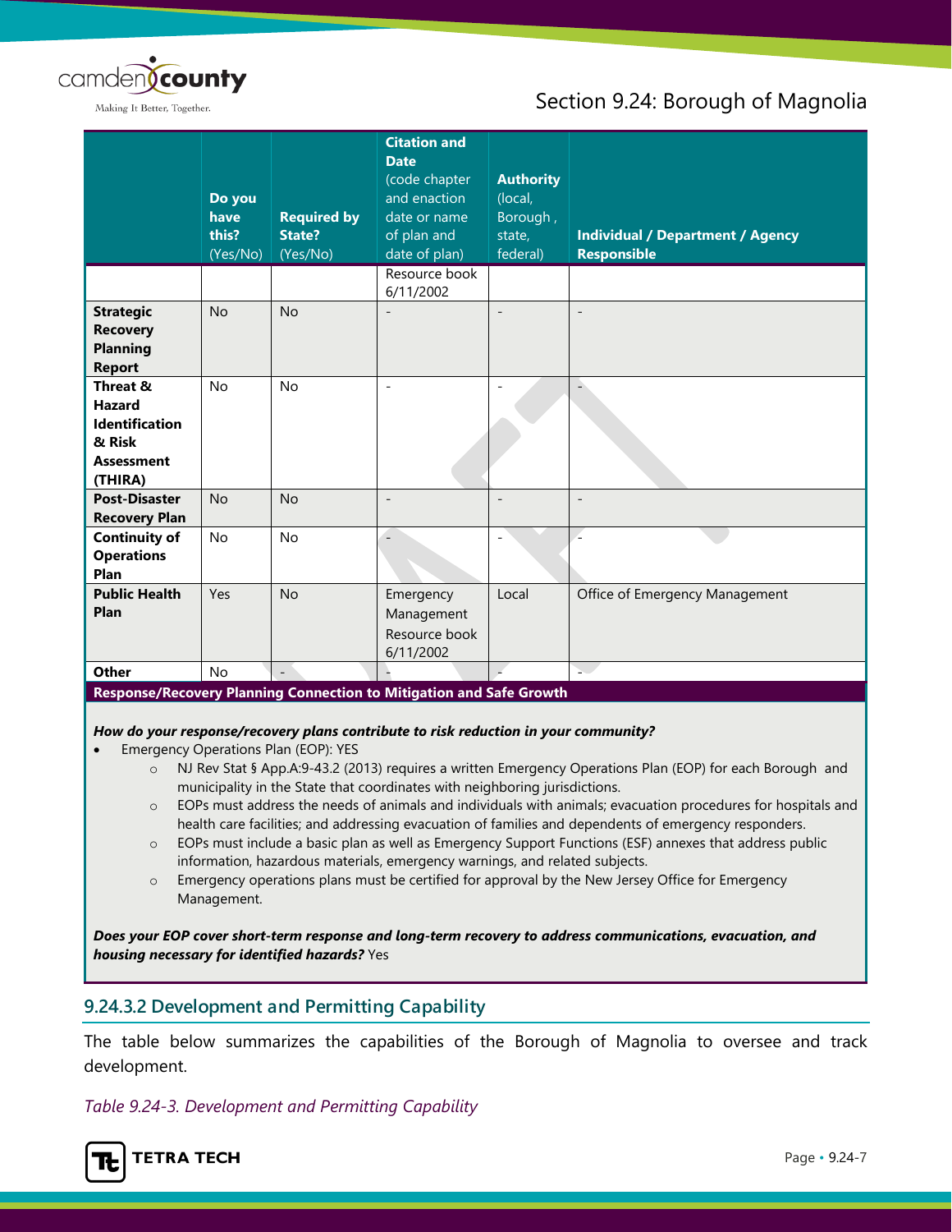| | Do you have this? (Yes/No) | Required by State? (Yes/No) | Citation and Date (code chapter and enaction date or name of plan and date of plan) | Authority (local, Borough , state, federal) | Individual / Department / Agency Responsible |
|---|---|---|---|---|---|
| | | | Resource book 6/11/2002 | | |
| **Strategic Recovery Planning Report** | No | No | - | - | - |
| **Threat & Hazard Identification & Risk Assessment (THIRA)** | No | No | - | - | - |
| **Post-Disaster Recovery Plan** | No | No | - | - | - |
| **Continuity of Operations Plan** | No | No | - | - | - |
| **Public Health Plan** | Yes | No | Emergency Management Resource book 6/11/2002 | Local | Office of Emergency Management |
| **Other** | No | - | - | - | - |

**Response/Recovery Planning Connection to Mitigation and Safe Growth**

***How do your response/recovery plans contribute to risk reduction in your community?***

- Emergency Operations Plan (EOP): YES
  - NJ Rev Stat § App.A:9-43.2 (2013) requires a written Emergency Operations Plan (EOP) for each Borough and municipality in the State that coordinates with neighboring jurisdictions.
  - EOPs must address the needs of animals and individuals with animals; evacuation procedures for hospitals and health care facilities; and addressing evacuation of families and dependents of emergency responders.
  - EOPs must include a basic plan as well as Emergency Support Functions (ESF) annexes that address public information, hazardous materials, emergency warnings, and related subjects.
  - Emergency operations plans must be certified for approval by the New Jersey Office for Emergency Management.

***Does your EOP cover short-term response and long-term recovery to address communications, evacuation, and housing necessary for identified hazards?*** Yes

### 9.24.3.2 Development and Permitting Capability

The table below summarizes the capabilities of the Borough of Magnolia to oversee and track development.

*Table 9.24-3. Development and Permitting Capability*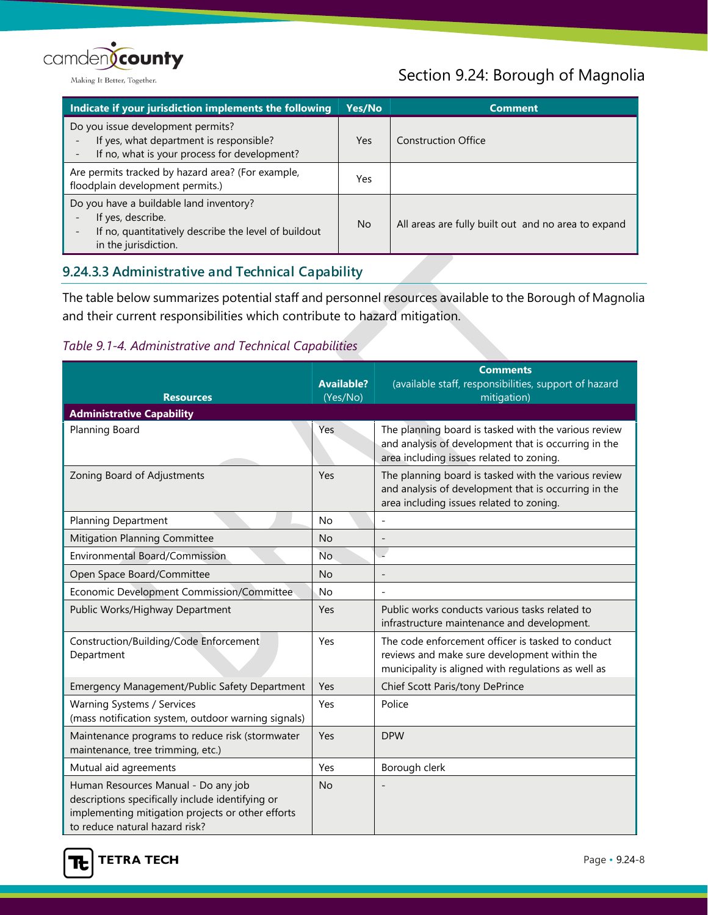| Indicate if your jurisdiction implements the following | Yes/No | Comment |
|---|---|---|
| Do you issue development permits?<br>- If yes, what department is responsible?<br>- If no, what is your process for development? | Yes | Construction Office |
| Are permits tracked by hazard area? (For example, floodplain development permits.) | Yes | |
| Do you have a buildable land inventory?<br>- If yes, describe.<br>- If no, quantitatively describe the level of buildout in the jurisdiction. | No | All areas are fully built out and no area to expand |

### 9.24.3.3 Administrative and Technical Capability

The table below summarizes potential staff and personnel resources available to the Borough of Magnolia and their current responsibilities which contribute to hazard mitigation.

*Table 9.1-4. Administrative and Technical Capabilities*

| Resources | Available? (Yes/No) | Comments (available staff, responsibilities, support of hazard mitigation) |
|---|---|---|
| **Administrative Capability** | | |
| Planning Board | Yes | The planning board is tasked with the various review and analysis of development that is occurring in the area including issues related to zoning. |
| Zoning Board of Adjustments | Yes | The planning board is tasked with the various review and analysis of development that is occurring in the area including issues related to zoning. |
| Planning Department | No | - |
| Mitigation Planning Committee | No | - |
| Environmental Board/Commission | No | - |
| Open Space Board/Committee | No | - |
| Economic Development Commission/Committee | No | - |
| Public Works/Highway Department | Yes | Public works conducts various tasks related to infrastructure maintenance and development. |
| Construction/Building/Code Enforcement Department | Yes | The code enforcement officer is tasked to conduct reviews and make sure development within the municipality is aligned with regulations as well as |
| Emergency Management/Public Safety Department | Yes | Chief Scott Paris/tony DePrince |
| Warning Systems / Services (mass notification system, outdoor warning signals) | Yes | Police |
| Maintenance programs to reduce risk (stormwater maintenance, tree trimming, etc.) | Yes | DPW |
| Mutual aid agreements | Yes | Borough clerk |
| Human Resources Manual - Do any job descriptions specifically include identifying or implementing mitigation projects or other efforts to reduce natural hazard risk? | No | - |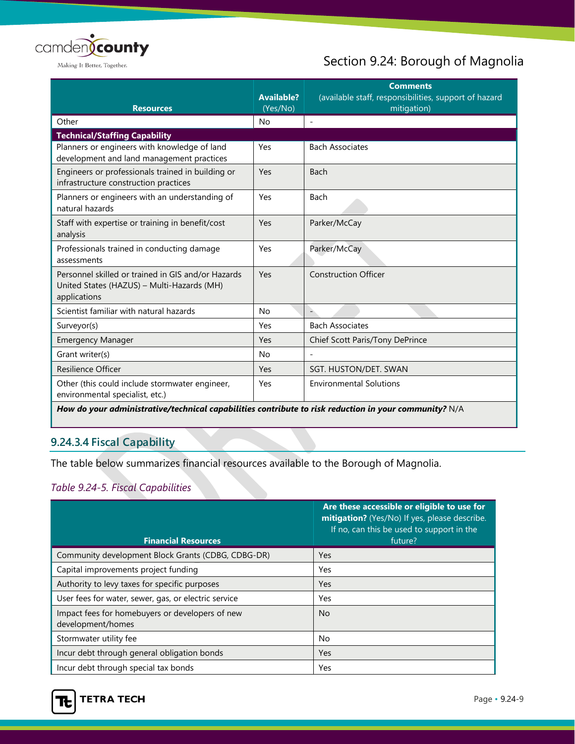| Resources | Available? (Yes/No) | Comments (available staff, responsibilities, support of hazard mitigation) |
|---|---|---|
| Other | No | - |
| **Technical/Staffing Capability** | | |
| Planners or engineers with knowledge of land development and land management practices | Yes | Bach Associates |
| Engineers or professionals trained in building or infrastructure construction practices | Yes | Bach |
| Planners or engineers with an understanding of natural hazards | Yes | Bach |
| Staff with expertise or training in benefit/cost analysis | Yes | Parker/McCay |
| Professionals trained in conducting damage assessments | Yes | Parker/McCay |
| Personnel skilled or trained in GIS and/or Hazards United States (HAZUS) – Multi-Hazards (MH) applications | Yes | Construction Officer |
| Scientist familiar with natural hazards | No | - |
| Surveyor(s) | Yes | Bach Associates |
| Emergency Manager | Yes | Chief Scott Paris/Tony DePrince |
| Grant writer(s) | No | - |
| Resilience Officer | Yes | SGT. HUSTON/DET. SWAN |
| Other (this could include stormwater engineer, environmental specialist, etc.) | Yes | Environmental Solutions |
| ***How do your administrative/technical capabilities contribute to risk reduction in your community?*** N/A | | |

### 9.24.3.4 Fiscal Capability

The table below summarizes financial resources available to the Borough of Magnolia.

*Table 9.24-5. Fiscal Capabilities*

| Financial Resources | **Are these accessible or eligible to use for mitigation?** (Yes/No) If yes, please describe. If no, can this be used to support in the future? |
|---|---|
| Community development Block Grants (CDBG, CDBG-DR) | Yes |
| Capital improvements project funding | Yes |
| Authority to levy taxes for specific purposes | Yes |
| User fees for water, sewer, gas, or electric service | Yes |
| Impact fees for homebuyers or developers of new development/homes | No |
| Stormwater utility fee | No |
| Incur debt through general obligation bonds | Yes |
| Incur debt through special tax bonds | Yes |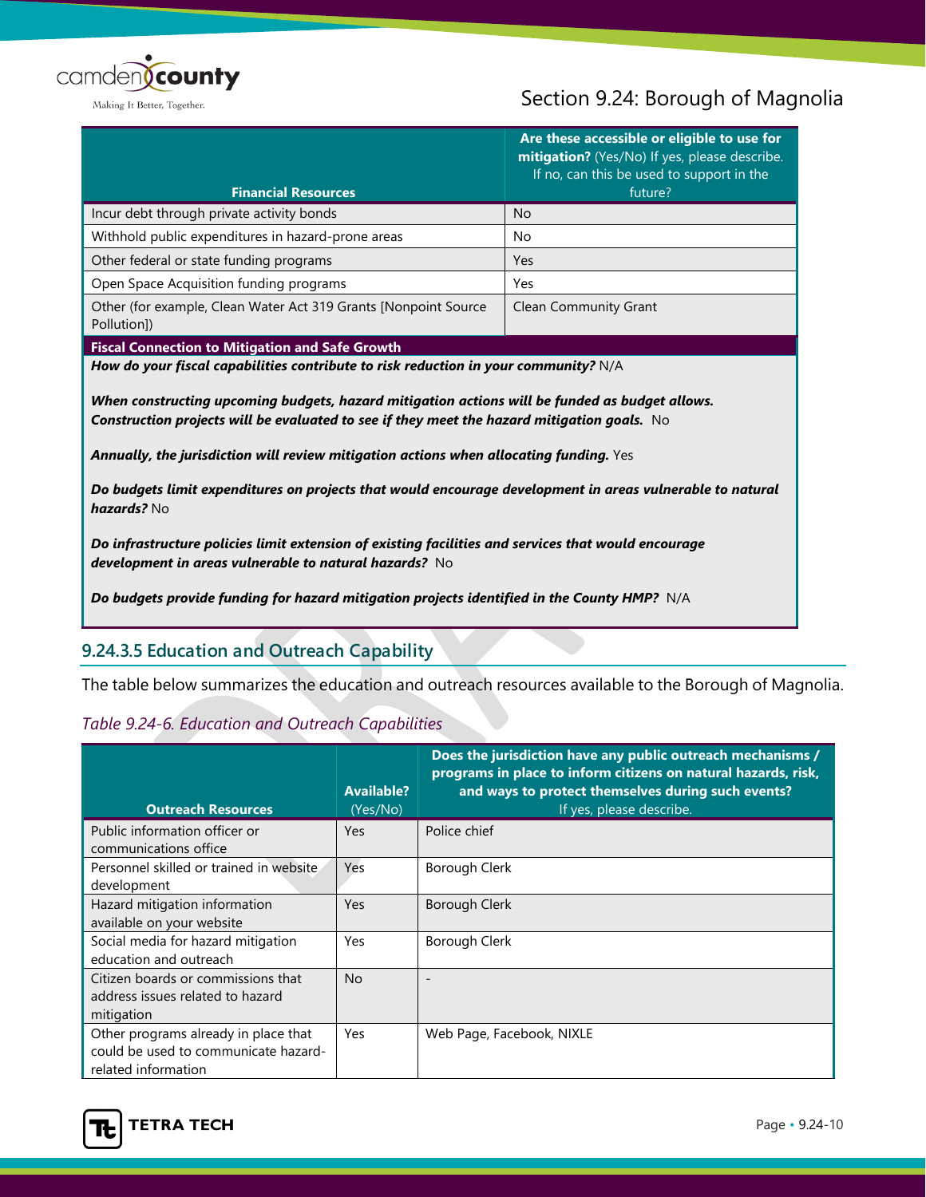| Financial Resources | Are these accessible or eligible to use for mitigation? (Yes/No) If yes, please describe. If no, can this be used to support in the future? |
|---|---|
| Incur debt through private activity bonds | No |
| Withhold public expenditures in hazard-prone areas | No |
| Other federal or state funding programs | Yes |
| Open Space Acquisition funding programs | Yes |
| Other (for example, Clean Water Act 319 Grants [Nonpoint Source Pollution]) | Clean Community Grant |

**Fiscal Connection to Mitigation and Safe Growth**

***How do your fiscal capabilities contribute to risk reduction in your community?*** N/A

***When constructing upcoming budgets, hazard mitigation actions will be funded as budget allows. Construction projects will be evaluated to see if they meet the hazard mitigation goals.*** No

***Annually, the jurisdiction will review mitigation actions when allocating funding.*** Yes

***Do budgets limit expenditures on projects that would encourage development in areas vulnerable to natural hazards?*** No

***Do infrastructure policies limit extension of existing facilities and services that would encourage development in areas vulnerable to natural hazards?*** No

***Do budgets provide funding for hazard mitigation projects identified in the County HMP?*** N/A

### 9.24.3.5 Education and Outreach Capability

The table below summarizes the education and outreach resources available to the Borough of Magnolia.

*Table 9.24-6. Education and Outreach Capabilities*

| Outreach Resources | Available? (Yes/No) | Does the jurisdiction have any public outreach mechanisms / programs in place to inform citizens on natural hazards, risk, and ways to protect themselves during such events? If yes, please describe. |
|---|---|---|
| Public information officer or communications office | Yes | Police chief |
| Personnel skilled or trained in website development | Yes | Borough Clerk |
| Hazard mitigation information available on your website | Yes | Borough Clerk |
| Social media for hazard mitigation education and outreach | Yes | Borough Clerk |
| Citizen boards or commissions that address issues related to hazard mitigation | No | - |
| Other programs already in place that could be used to communicate hazard-related information | Yes | Web Page, Facebook, NIXLE |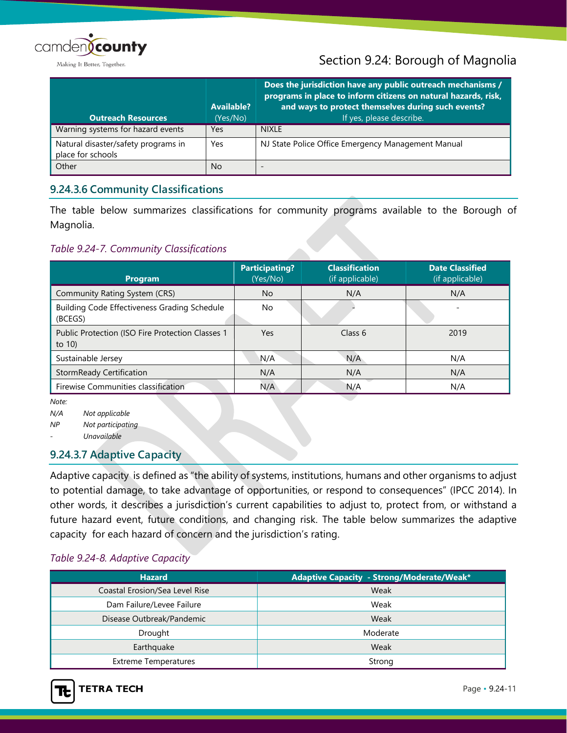| Outreach Resources | Available? (Yes/No) | Does the jurisdiction have any public outreach mechanisms / programs in place to inform citizens on natural hazards, risk, and ways to protect themselves during such events? If yes, please describe. |
|---|---|---|
| Warning systems for hazard events | Yes | NIXLE |
| Natural disaster/safety programs in place for schools | Yes | NJ State Police Office Emergency Management Manual |
| Other | No | - |

### 9.24.3.6 Community Classifications

The table below summarizes classifications for community programs available to the Borough of Magnolia.

*Table 9.24-7. Community Classifications*

| Program | Participating? (Yes/No) | Classification (if applicable) | Date Classified (if applicable) |
|---|---|---|---|
| Community Rating System (CRS) | No | N/A | N/A |
| Building Code Effectiveness Grading Schedule (BCEGS) | No | - | - |
| Public Protection (ISO Fire Protection Classes 1 to 10) | Yes | Class 6 | 2019 |
| Sustainable Jersey | N/A | N/A | N/A |
| StormReady Certification | N/A | N/A | N/A |
| Firewise Communities classification | N/A | N/A | N/A |

*Note:*
*N/A — Not applicable*
*NP — Not participating*
*- — Unavailable*

### 9.24.3.7 Adaptive Capacity

Adaptive capacity is defined as "the ability of systems, institutions, humans and other organisms to adjust to potential damage, to take advantage of opportunities, or respond to consequences" (IPCC 2014). In other words, it describes a jurisdiction's current capabilities to adjust to, protect from, or withstand a future hazard event, future conditions, and changing risk. The table below summarizes the adaptive capacity for each hazard of concern and the jurisdiction's rating.

*Table 9.24-8. Adaptive Capacity*

| Hazard | Adaptive Capacity - Strong/Moderate/Weak* |
|---|---|
| Coastal Erosion/Sea Level Rise | Weak |
| Dam Failure/Levee Failure | Weak |
| Disease Outbreak/Pandemic | Weak |
| Drought | Moderate |
| Earthquake | Weak |
| Extreme Temperatures | Strong |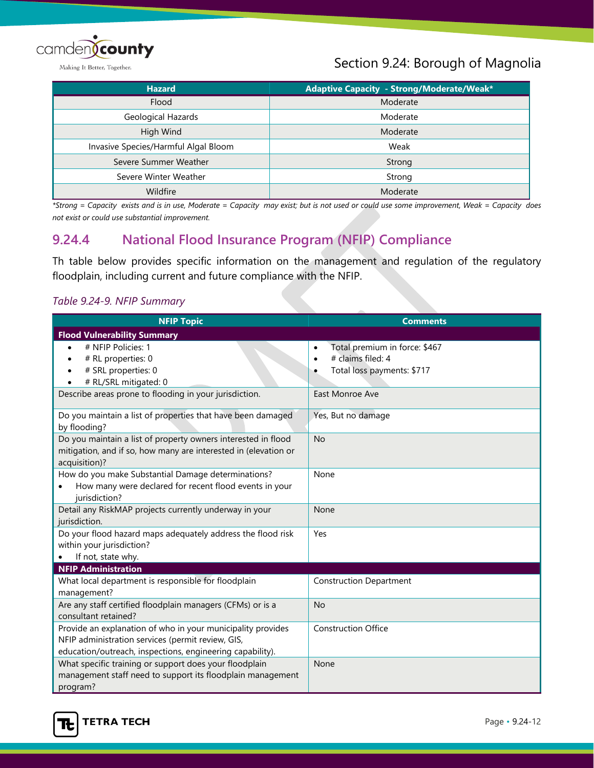| Hazard | Adaptive Capacity - Strong/Moderate/Weak* |
|---|---|
| Flood | Moderate |
| Geological Hazards | Moderate |
| High Wind | Moderate |
| Invasive Species/Harmful Algal Bloom | Weak |
| Severe Summer Weather | Strong |
| Severe Winter Weather | Strong |
| Wildfire | Moderate |

*\*Strong = Capacity exists and is in use, Moderate = Capacity may exist; but is not used or could use some improvement, Weak = Capacity does not exist or could use substantial improvement.*

## 9.24.4 National Flood Insurance Program (NFIP) Compliance

Th table below provides specific information on the management and regulation of the regulatory floodplain, including current and future compliance with the NFIP.

*Table 9.24-9. NFIP Summary*

| NFIP Topic | Comments |
|---|---|
| **Flood Vulnerability Summary** | |
| • # NFIP Policies: 1<br>• # RL properties: 0<br>• # SRL properties: 0<br>• # RL/SRL mitigated: 0 | • Total premium in force: $467<br>• # claims filed: 4<br>• Total loss payments: $717 |
| Describe areas prone to flooding in your jurisdiction. | East Monroe Ave |
| Do you maintain a list of properties that have been damaged by flooding? | Yes, But no damage |
| Do you maintain a list of property owners interested in flood mitigation, and if so, how many are interested in (elevation or acquisition)? | No |
| How do you make Substantial Damage determinations?<br>• How many were declared for recent flood events in your jurisdiction? | None |
| Detail any RiskMAP projects currently underway in your jurisdiction. | None |
| Do your flood hazard maps adequately address the flood risk within your jurisdiction?<br>• If not, state why. | Yes |
| **NFIP Administration** | |
| What local department is responsible for floodplain management? | Construction Department |
| Are any staff certified floodplain managers (CFMs) or is a consultant retained? | No |
| Provide an explanation of who in your municipality provides NFIP administration services (permit review, GIS, education/outreach, inspections, engineering capability). | Construction Office |
| What specific training or support does your floodplain management staff need to support its floodplain management program? | None |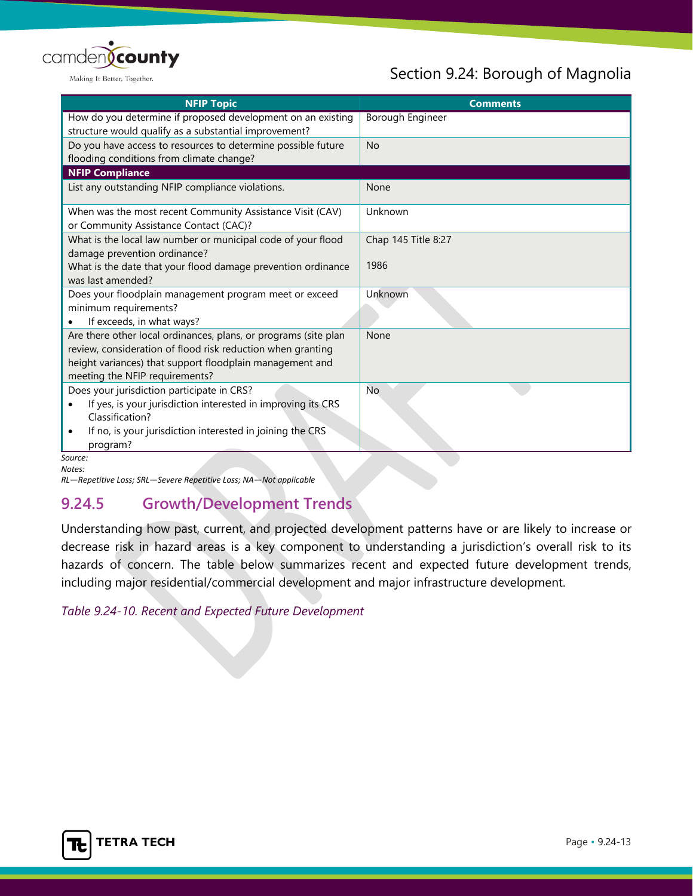| NFIP Topic | Comments |
|---|---|
| How do you determine if proposed development on an existing structure would qualify as a substantial improvement? | Borough Engineer |
| Do you have access to resources to determine possible future flooding conditions from climate change? | No |
| **NFIP Compliance** | |
| List any outstanding NFIP compliance violations. | None |
| When was the most recent Community Assistance Visit (CAV) or Community Assistance Contact (CAC)? | Unknown |
| What is the local law number or municipal code of your flood damage prevention ordinance?<br>What is the date that your flood damage prevention ordinance was last amended? | Chap 145 Title 8:27<br><br>1986 |
| Does your floodplain management program meet or exceed minimum requirements?<br>• If exceeds, in what ways? | Unknown |
| Are there other local ordinances, plans, or programs (site plan review, consideration of flood risk reduction when granting height variances) that support floodplain management and meeting the NFIP requirements? | None |
| Does your jurisdiction participate in CRS?<br>• If yes, is your jurisdiction interested in improving its CRS Classification?<br>• If no, is your jurisdiction interested in joining the CRS program? | No |

*Source:*
*Notes:*
*RL—Repetitive Loss; SRL—Severe Repetitive Loss; NA—Not applicable*

## 9.24.5 Growth/Development Trends

Understanding how past, current, and projected development patterns have or are likely to increase or decrease risk in hazard areas is a key component to understanding a jurisdiction's overall risk to its hazards of concern. The table below summarizes recent and expected future development trends, including major residential/commercial development and major infrastructure development.

*Table 9.24-10. Recent and Expected Future Development*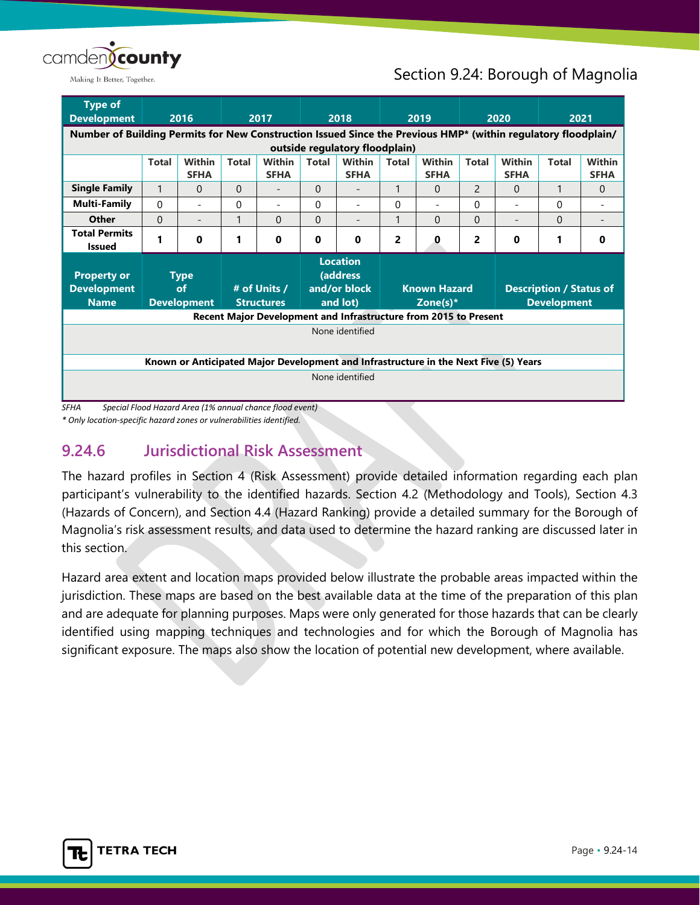| Type of Development | 2016 | | 2017 | | 2018 | | 2019 | | 2020 | | 2021 | |
|---|---|---|---|---|---|---|---|---|---|---|---|---|
| **Number of Building Permits for New Construction Issued Since the Previous HMP* (within regulatory floodplain/ outside regulatory floodplain)** | | | | | | | | | | | | |
| | **Total** | **Within SFHA** | **Total** | **Within SFHA** | **Total** | **Within SFHA** | **Total** | **Within SFHA** | **Total** | **Within SFHA** | **Total** | **Within SFHA** |
| **Single Family** | 1 | 0 | 0 | - | 0 | - | 1 | 0 | 2 | 0 | 1 | 0 |
| **Multi-Family** | 0 | - | 0 | - | 0 | - | 0 | - | 0 | - | 0 | - |
| **Other** | 0 | - | 1 | 0 | 0 | - | 1 | 0 | 0 | - | 0 | - |
| **Total Permits Issued** | **1** | **0** | **1** | **0** | **0** | **0** | **2** | **0** | **2** | **0** | **1** | **0** |

| Property or Development Name | Type of Development | # of Units / Structures | Location (address and/or block and lot) | Known Hazard Zone(s)* | Description / Status of Development |
|---|---|---|---|---|---|
| **Recent Major Development and Infrastructure from 2015 to Present** | | | | | |
| None identified | | | | | |
| **Known or Anticipated Major Development and Infrastructure in the Next Five (5) Years** | | | | | |
| None identified | | | | | |

*SFHA Special Flood Hazard Area (1% annual chance flood event)*

*\* Only location-specific hazard zones or vulnerabilities identified.*

## 9.24.6 Jurisdictional Risk Assessment

The hazard profiles in Section 4 (Risk Assessment) provide detailed information regarding each plan participant's vulnerability to the identified hazards. Section 4.2 (Methodology and Tools), Section 4.3 (Hazards of Concern), and Section 4.4 (Hazard Ranking) provide a detailed summary for the Borough of Magnolia's risk assessment results, and data used to determine the hazard ranking are discussed later in this section.

Hazard area extent and location maps provided below illustrate the probable areas impacted within the jurisdiction. These maps are based on the best available data at the time of the preparation of this plan and are adequate for planning purposes. Maps were only generated for those hazards that can be clearly identified using mapping techniques and technologies and for which the Borough of Magnolia has significant exposure. The maps also show the location of potential new development, where available.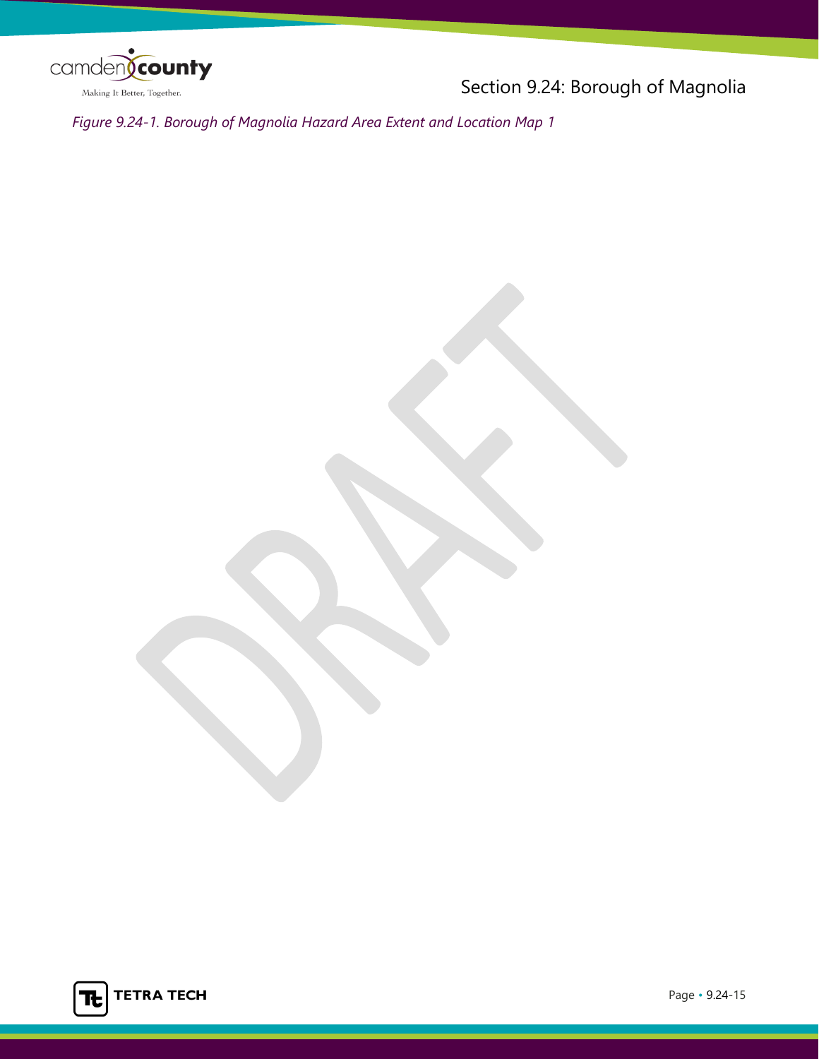*Figure 9.24-1. Borough of Magnolia Hazard Area Extent and Location Map 1*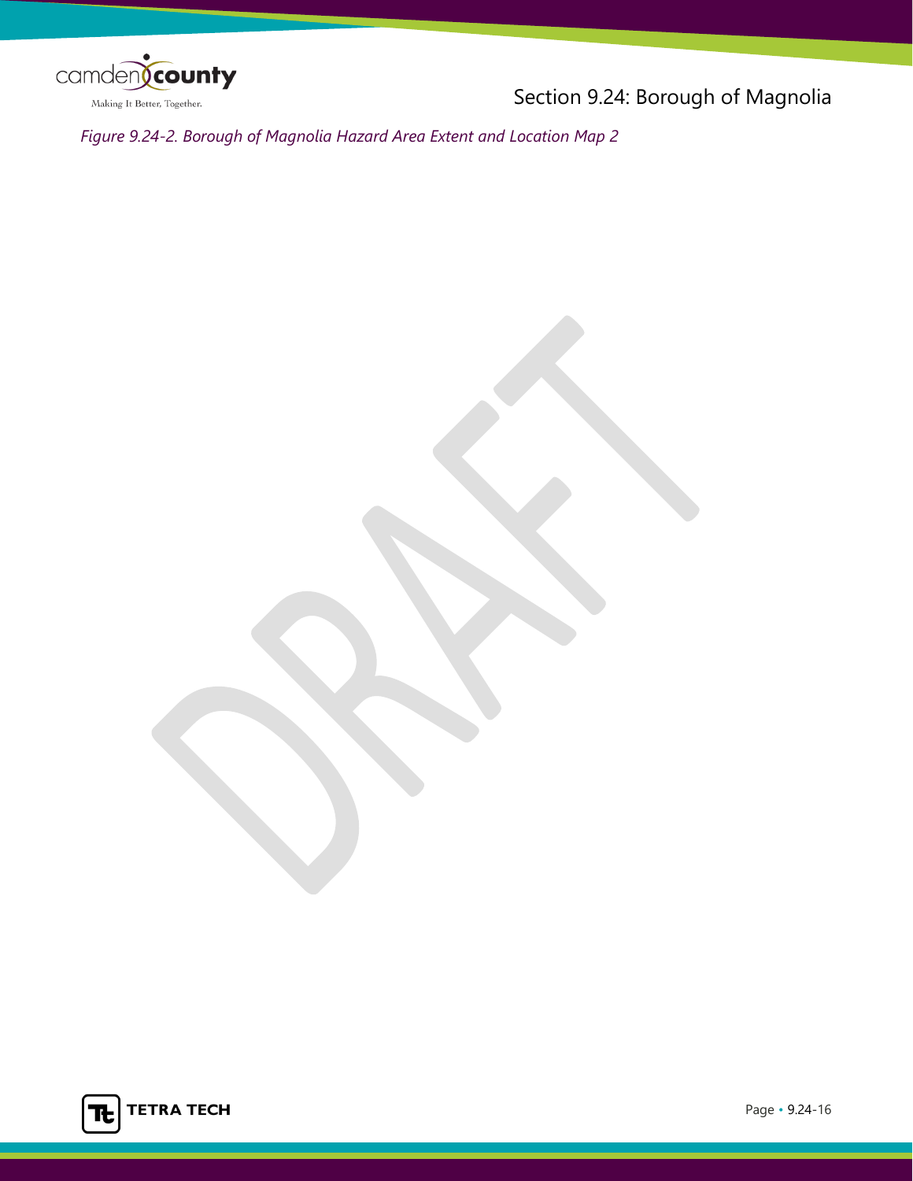*Figure 9.24-2. Borough of Magnolia Hazard Area Extent and Location Map 2*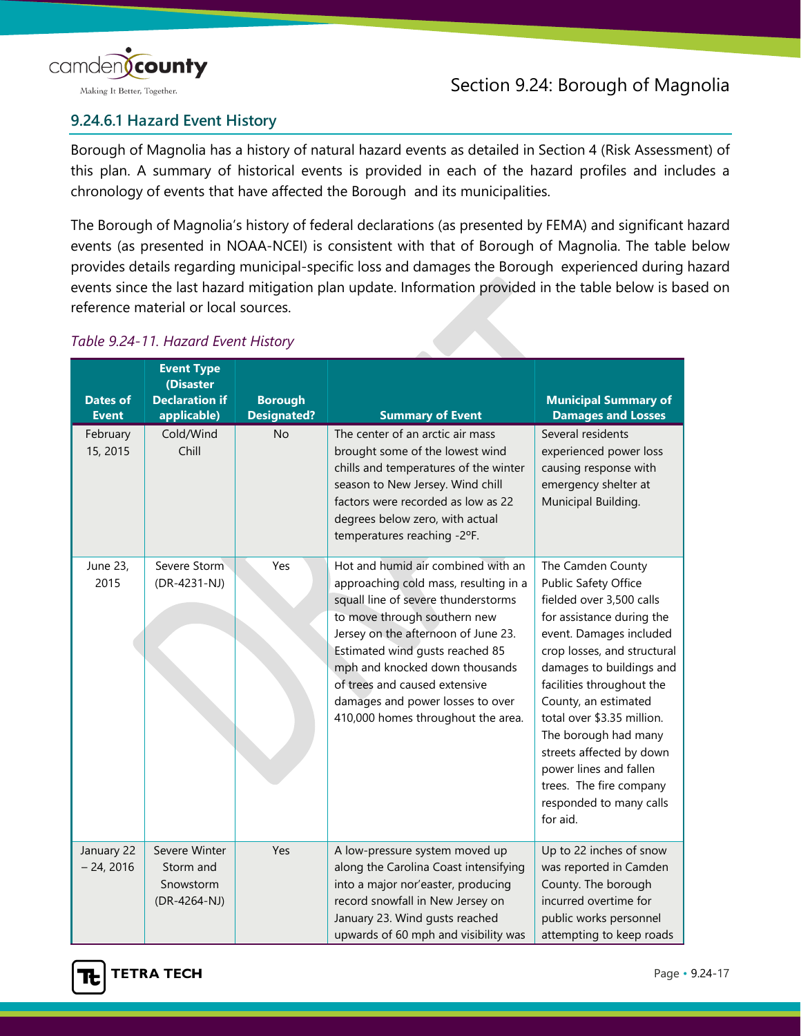### 9.24.6.1 Hazard Event History

Borough of Magnolia has a history of natural hazard events as detailed in Section 4 (Risk Assessment) of this plan. A summary of historical events is provided in each of the hazard profiles and includes a chronology of events that have affected the Borough  and its municipalities.

The Borough of Magnolia's history of federal declarations (as presented by FEMA) and significant hazard events (as presented in NOAA-NCEI) is consistent with that of Borough of Magnolia. The table below provides details regarding municipal-specific loss and damages the Borough  experienced during hazard events since the last hazard mitigation plan update. Information provided in the table below is based on reference material or local sources.

*Table 9.24-11. Hazard Event History*

| Dates of Event | Event Type (Disaster Declaration if applicable) | Borough Designated? | Summary of Event | Municipal Summary of Damages and Losses |
|---|---|---|---|---|
| February 15, 2015 | Cold/Wind Chill | No | The center of an arctic air mass brought some of the lowest wind chills and temperatures of the winter season to New Jersey. Wind chill factors were recorded as low as 22 degrees below zero, with actual temperatures reaching -2ºF. | Several residents experienced power loss causing response with emergency shelter at Municipal Building. |
| June 23, 2015 | Severe Storm (DR-4231-NJ) | Yes | Hot and humid air combined with an approaching cold mass, resulting in a squall line of severe thunderstorms to move through southern new Jersey on the afternoon of June 23. Estimated wind gusts reached 85 mph and knocked down thousands of trees and caused extensive damages and power losses to over 410,000 homes throughout the area. | The Camden County Public Safety Office fielded over 3,500 calls for assistance during the event. Damages included crop losses, and structural damages to buildings and facilities throughout the County, an estimated total over $3.35 million. The borough had many streets affected by down power lines and fallen trees.  The fire company responded to many calls for aid. |
| January 22 – 24, 2016 | Severe Winter Storm and Snowstorm (DR-4264-NJ) | Yes | A low-pressure system moved up along the Carolina Coast intensifying into a major nor'easter, producing record snowfall in New Jersey on January 23. Wind gusts reached upwards of 60 mph and visibility was | Up to 22 inches of snow was reported in Camden County. The borough incurred overtime for public works personnel attempting to keep roads |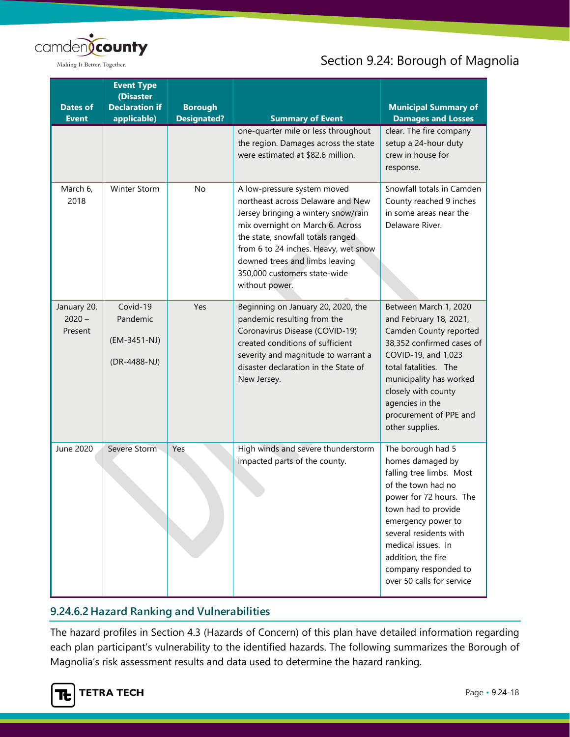| Dates of Event | Event Type (Disaster Declaration if applicable) | Borough Designated? | Summary of Event | Municipal Summary of Damages and Losses |
|---|---|---|---|---|
| | | | one-quarter mile or less throughout the region. Damages across the state were estimated at $82.6 million. | clear. The fire company setup a 24-hour duty crew in house for response. |
| March 6, 2018 | Winter Storm | No | A low-pressure system moved northeast across Delaware and New Jersey bringing a wintery snow/rain mix overnight on March 6. Across the state, snowfall totals ranged from 6 to 24 inches. Heavy, wet snow downed trees and limbs leaving 350,000 customers state-wide without power. | Snowfall totals in Camden County reached 9 inches in some areas near the Delaware River. |
| January 20, 2020 – Present | Covid-19 Pandemic (EM-3451-NJ) (DR-4488-NJ) | Yes | Beginning on January 20, 2020, the pandemic resulting from the Coronavirus Disease (COVID-19) created conditions of sufficient severity and magnitude to warrant a disaster declaration in the State of New Jersey. | Between March 1, 2020 and February 18, 2021, Camden County reported 38,352 confirmed cases of COVID-19, and 1,023 total fatalities. The municipality has worked closely with county agencies in the procurement of PPE and other supplies. |
| June 2020 | Severe Storm | Yes | High winds and severe thunderstorm impacted parts of the county. | The borough had 5 homes damaged by falling tree limbs. Most of the town had no power for 72 hours. The town had to provide emergency power to several residents with medical issues. In addition, the fire company responded to over 50 calls for service |

### 9.24.6.2 Hazard Ranking and Vulnerabilities

The hazard profiles in Section 4.3 (Hazards of Concern) of this plan have detailed information regarding each plan participant's vulnerability to the identified hazards. The following summarizes the Borough of Magnolia's risk assessment results and data used to determine the hazard ranking.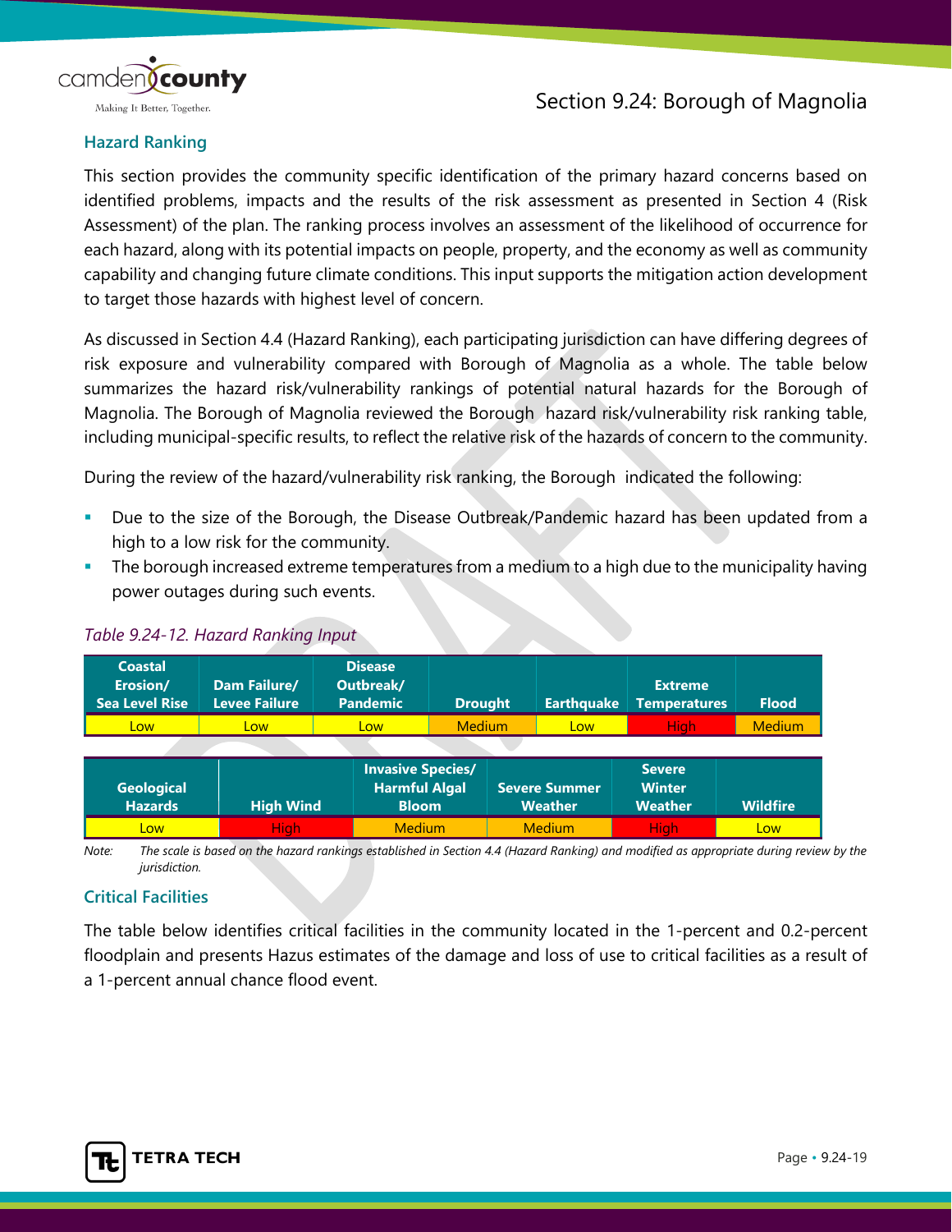### Hazard Ranking

This section provides the community specific identification of the primary hazard concerns based on identified problems, impacts and the results of the risk assessment as presented in Section 4 (Risk Assessment) of the plan. The ranking process involves an assessment of the likelihood of occurrence for each hazard, along with its potential impacts on people, property, and the economy as well as community capability and changing future climate conditions. This input supports the mitigation action development to target those hazards with highest level of concern.

As discussed in Section 4.4 (Hazard Ranking), each participating jurisdiction can have differing degrees of risk exposure and vulnerability compared with Borough of Magnolia as a whole. The table below summarizes the hazard risk/vulnerability rankings of potential natural hazards for the Borough of Magnolia. The Borough of Magnolia reviewed the Borough hazard risk/vulnerability risk ranking table, including municipal-specific results, to reflect the relative risk of the hazards of concern to the community.

During the review of the hazard/vulnerability risk ranking, the Borough indicated the following:

- Due to the size of the Borough, the Disease Outbreak/Pandemic hazard has been updated from a high to a low risk for the community.
- The borough increased extreme temperatures from a medium to a high due to the municipality having power outages during such events.

*Table 9.24-12. Hazard Ranking Input*

| Coastal Erosion/ Sea Level Rise | Dam Failure/ Levee Failure | Disease Outbreak/ Pandemic | Drought | Earthquake | Extreme Temperatures | Flood |
|---|---|---|---|---|---|---|
| Low | Low | Low | Medium | Low | High | Medium |

| Geological Hazards | High Wind | Invasive Species/ Harmful Algal Bloom | Severe Summer Weather | Severe Winter Weather | Wildfire |
|---|---|---|---|---|---|
| Low | High | Medium | Medium | High | Low |

*Note: The scale is based on the hazard rankings established in Section 4.4 (Hazard Ranking) and modified as appropriate during review by the jurisdiction.*

### Critical Facilities

The table below identifies critical facilities in the community located in the 1-percent and 0.2-percent floodplain and presents Hazus estimates of the damage and loss of use to critical facilities as a result of a 1-percent annual chance flood event.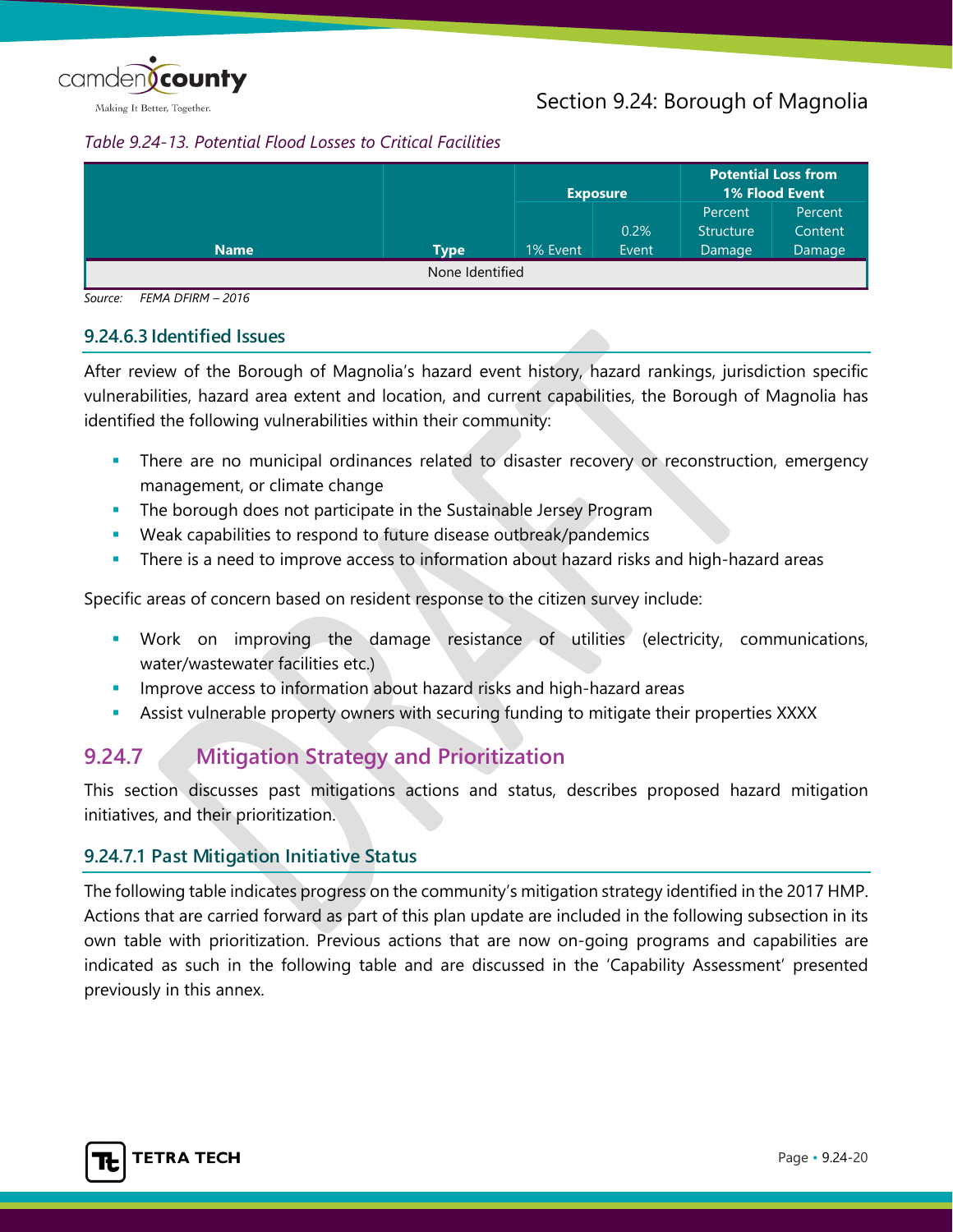*Table 9.24-13. Potential Flood Losses to Critical Facilities*

| Name | Type | Exposure | | Potential Loss from 1% Flood Event | |
|---|---|---|---|---|---|
| | | 1% Event | 0.2% Event | Percent Structure Damage | Percent Content Damage |
| None Identified | | | | | |

*Source: FEMA DFIRM – 2016*

### 9.24.6.3 Identified Issues

After review of the Borough of Magnolia's hazard event history, hazard rankings, jurisdiction specific vulnerabilities, hazard area extent and location, and current capabilities, the Borough of Magnolia has identified the following vulnerabilities within their community:

- There are no municipal ordinances related to disaster recovery or reconstruction, emergency management, or climate change
- The borough does not participate in the Sustainable Jersey Program
- Weak capabilities to respond to future disease outbreak/pandemics
- There is a need to improve access to information about hazard risks and high-hazard areas

Specific areas of concern based on resident response to the citizen survey include:

- Work on improving the damage resistance of utilities (electricity, communications, water/wastewater facilities etc.)
- Improve access to information about hazard risks and high-hazard areas
- Assist vulnerable property owners with securing funding to mitigate their properties XXXX

## 9.24.7 Mitigation Strategy and Prioritization

This section discusses past mitigations actions and status, describes proposed hazard mitigation initiatives, and their prioritization.

### 9.24.7.1 Past Mitigation Initiative Status

The following table indicates progress on the community's mitigation strategy identified in the 2017 HMP. Actions that are carried forward as part of this plan update are included in the following subsection in its own table with prioritization. Previous actions that are now on-going programs and capabilities are indicated as such in the following table and are discussed in the 'Capability Assessment' presented previously in this annex.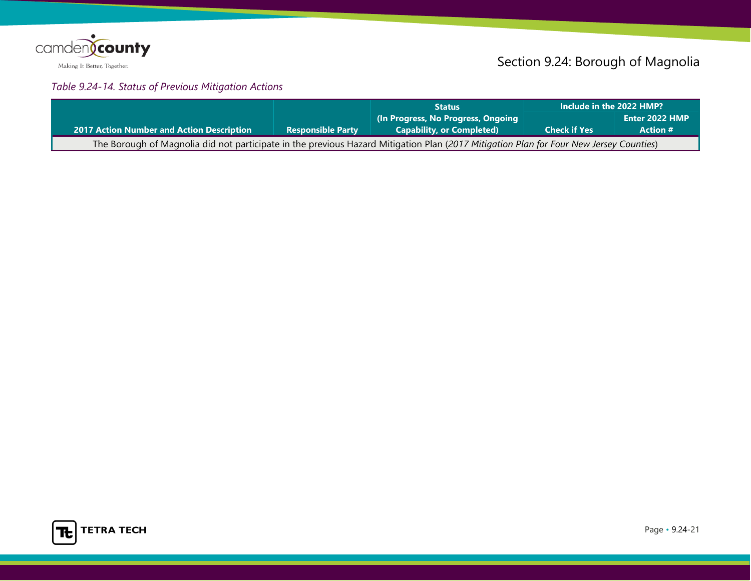*Table 9.24-14. Status of Previous Mitigation Actions*

| 2017 Action Number and Action Description | Responsible Party | Status (In Progress, No Progress, Ongoing Capability, or Completed) | Include in the 2022 HMP? | |
|---|---|---|---|---|
| | | | Check if Yes | Enter 2022 HMP Action # |
| The Borough of Magnolia did not participate in the previous Hazard Mitigation Plan (*2017 Mitigation Plan for Four New Jersey Counties*) | | | | |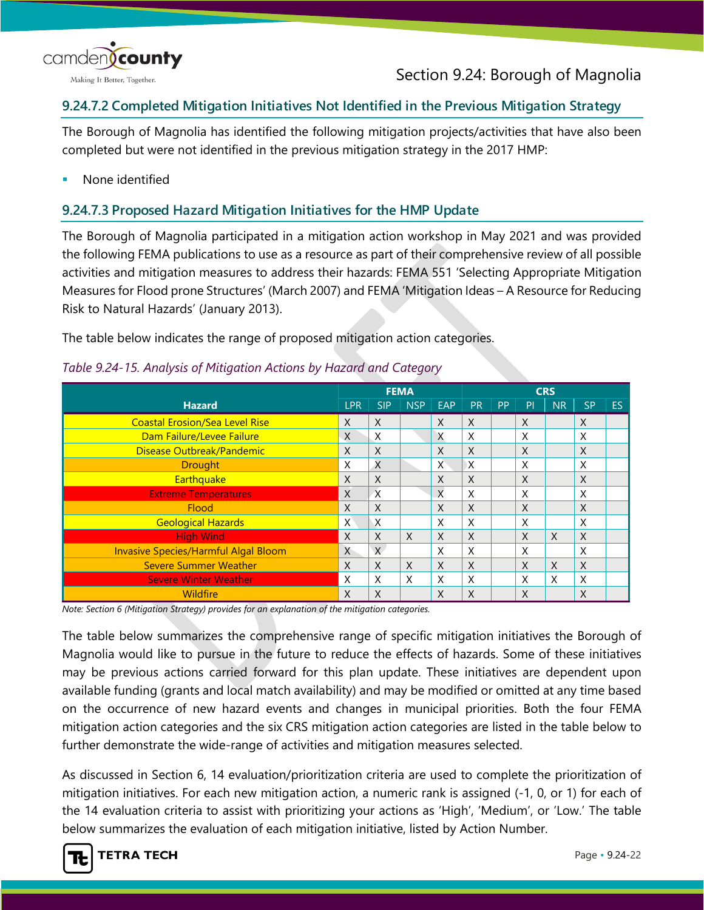### 9.24.7.2 Completed Mitigation Initiatives Not Identified in the Previous Mitigation Strategy

The Borough of Magnolia has identified the following mitigation projects/activities that have also been completed but were not identified in the previous mitigation strategy in the 2017 HMP:

- None identified

### 9.24.7.3 Proposed Hazard Mitigation Initiatives for the HMP Update

The Borough of Magnolia participated in a mitigation action workshop in May 2021 and was provided the following FEMA publications to use as a resource as part of their comprehensive review of all possible activities and mitigation measures to address their hazards: FEMA 551 'Selecting Appropriate Mitigation Measures for Flood prone Structures' (March 2007) and FEMA 'Mitigation Ideas – A Resource for Reducing Risk to Natural Hazards' (January 2013).

The table below indicates the range of proposed mitigation action categories.

*Table 9.24-15. Analysis of Mitigation Actions by Hazard and Category*

| Hazard | FEMA | | | | CRS | | | | | |
|---|---|---|---|---|---|---|---|---|---|---|
| | LPR | SIP | NSP | EAP | PR | PP | PI | NR | SP | ES |
| Coastal Erosion/Sea Level Rise | X | X | | X | X | | X | | X | |
| Dam Failure/Levee Failure | X | X | | X | X | | X | | X | |
| Disease Outbreak/Pandemic | X | X | | X | X | | X | | X | |
| Drought | X | X | | X | X | | X | | X | |
| Earthquake | X | X | | X | X | | X | | X | |
| Extreme Temperatures | X | X | | X | X | | X | | X | |
| Flood | X | X | | X | X | | X | | X | |
| Geological Hazards | X | X | | X | X | | X | | X | |
| High Wind | X | X | X | X | X | | X | X | X | |
| Invasive Species/Harmful Algal Bloom | X | X | | X | X | | X | | X | |
| Severe Summer Weather | X | X | X | X | X | | X | X | X | |
| Severe Winter Weather | X | X | X | X | X | | X | X | X | |
| Wildfire | X | X | | X | X | | X | | X | |

*Note: Section 6 (Mitigation Strategy) provides for an explanation of the mitigation categories.*

The table below summarizes the comprehensive range of specific mitigation initiatives the Borough of Magnolia would like to pursue in the future to reduce the effects of hazards. Some of these initiatives may be previous actions carried forward for this plan update. These initiatives are dependent upon available funding (grants and local match availability) and may be modified or omitted at any time based on the occurrence of new hazard events and changes in municipal priorities. Both the four FEMA mitigation action categories and the six CRS mitigation action categories are listed in the table below to further demonstrate the wide-range of activities and mitigation measures selected.

As discussed in Section 6, 14 evaluation/prioritization criteria are used to complete the prioritization of mitigation initiatives. For each new mitigation action, a numeric rank is assigned (-1, 0, or 1) for each of the 14 evaluation criteria to assist with prioritizing your actions as 'High', 'Medium', or 'Low.' The table below summarizes the evaluation of each mitigation initiative, listed by Action Number.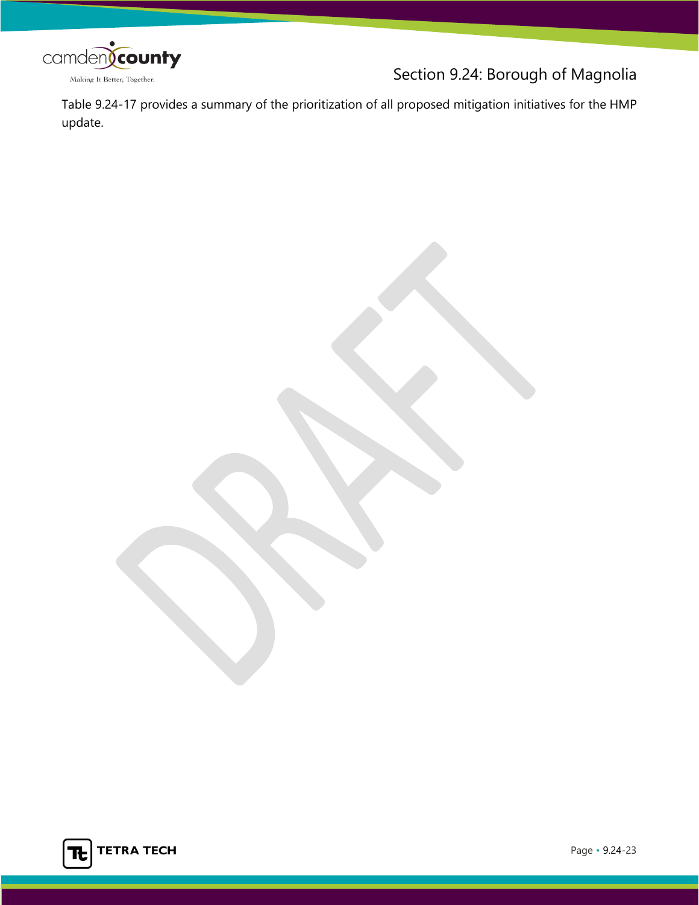Table 9.24-17 provides a summary of the prioritization of all proposed mitigation initiatives for the HMP update.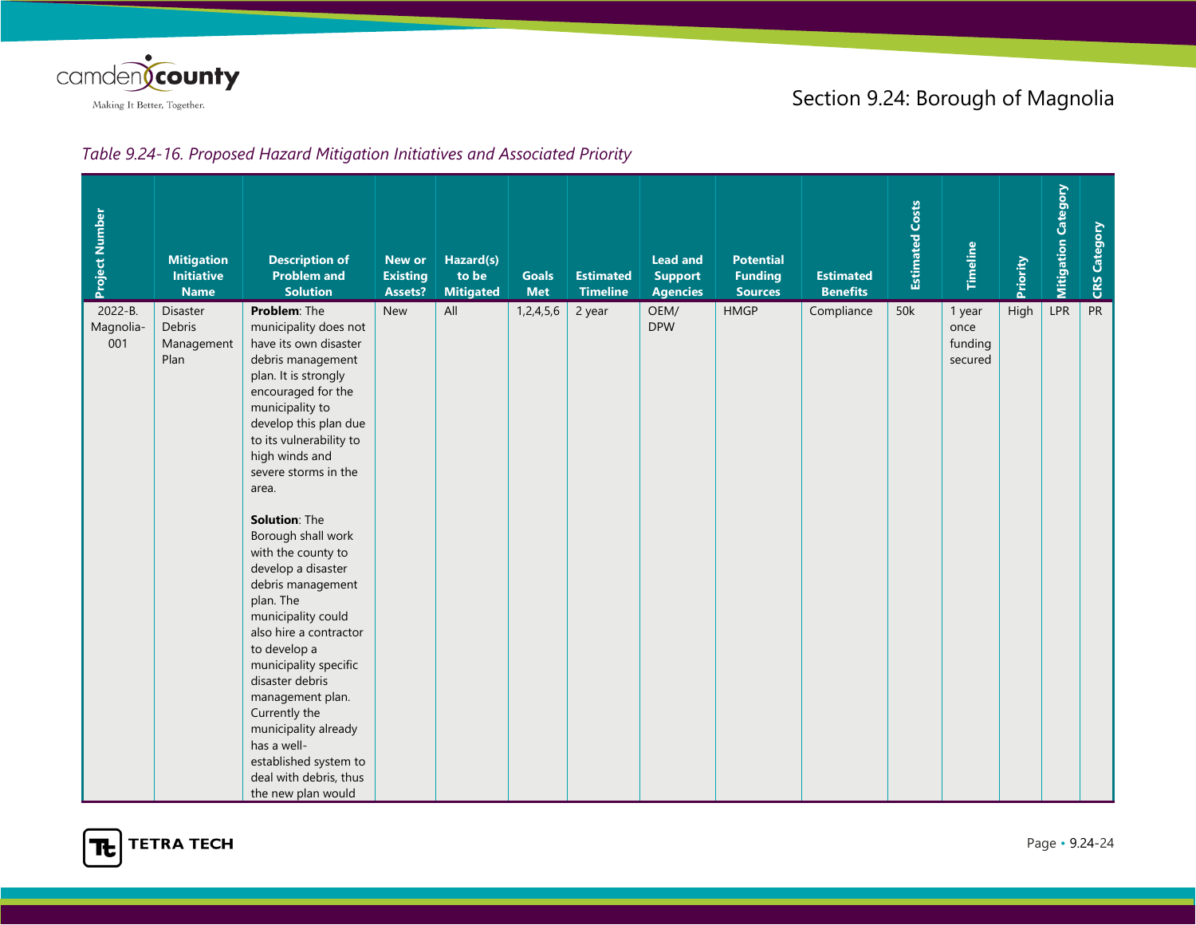*Table 9.24-16. Proposed Hazard Mitigation Initiatives and Associated Priority*

| Project Number | Mitigation Initiative Name | Description of Problem and Solution | New or Existing Assets? | Hazard(s) to be Mitigated | Goals Met | Estimated Timeline | Lead and Support Agencies | Potential Funding Sources | Estimated Benefits | Estimated Costs | Timeline | Priority | Mitigation Category | CRS Category |
|---|---|---|---|---|---|---|---|---|---|---|---|---|---|---|
| 2022-B. Magnolia-001 | Disaster Debris Management Plan | **Problem**: The municipality does not have its own disaster debris management plan. It is strongly encouraged for the municipality to develop this plan due to its vulnerability to high winds and severe storms in the area.<br><br>**Solution**: The Borough shall work with the county to develop a disaster debris management plan. The municipality could also hire a contractor to develop a municipality specific disaster debris management plan. Currently the municipality already has a well-established system to deal with debris, thus the new plan would | New | All | 1,2,4,5,6 | 2 year | OEM/ DPW | HMGP | Compliance | 50k | 1 year once funding secured | High | LPR | PR |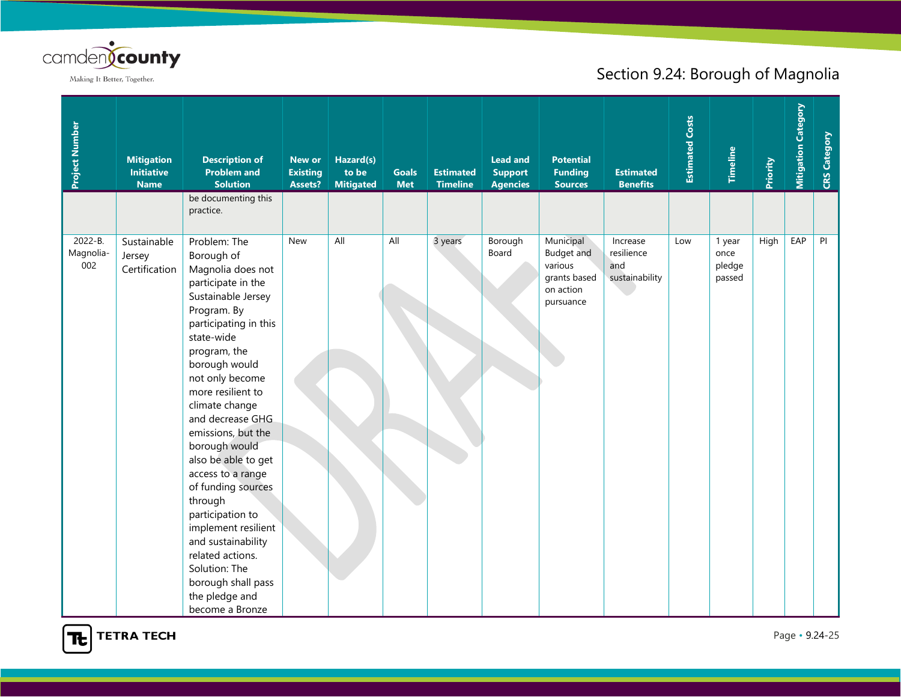| Project Number | Mitigation Initiative Name | Description of Problem and Solution | New or Existing Assets? | Hazard(s) to be Mitigated | Goals Met | Estimated Timeline | Lead and Support Agencies | Potential Funding Sources | Estimated Benefits | Estimated Costs | Timeline | Priority | Mitigation Category | CRS Category |
|---|---|---|---|---|---|---|---|---|---|---|---|---|---|---|
| | | be documenting this practice. | | | | | | | | | | | | |
| 2022-B. Magnolia-002 | Sustainable Jersey Certification | Problem: The Borough of Magnolia does not participate in the Sustainable Jersey Program. By participating in this state-wide program, the borough would not only become more resilient to climate change and decrease GHG emissions, but the borough would also be able to get access to a range of funding sources through participation to implement resilient and sustainability related actions. Solution: The borough shall pass the pledge and become a Bronze | New | All | All | 3 years | Borough Board | Municipal Budget and various grants based on action pursuance | Increase resilience and sustainability | Low | 1 year once pledge passed | High | EAP | PI |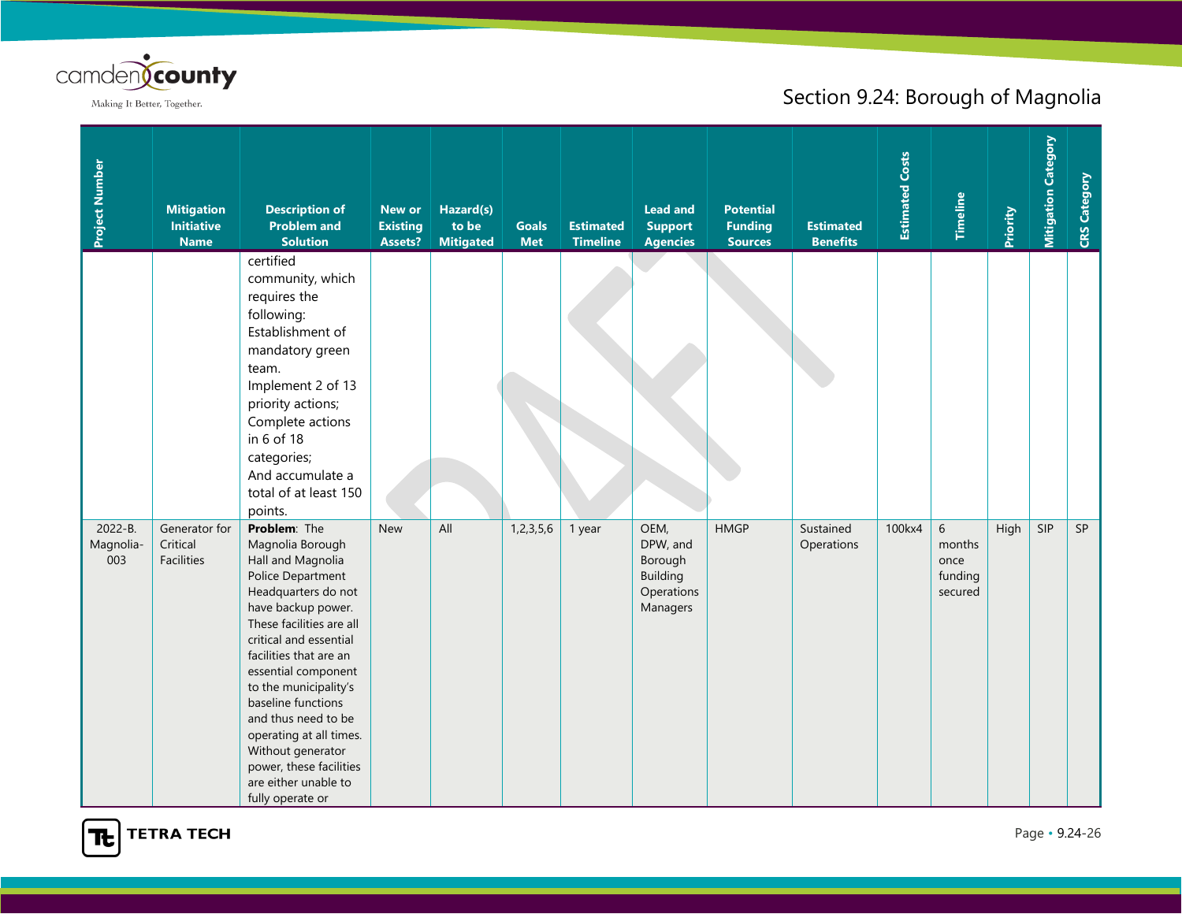| Project Number | Mitigation Initiative Name | Description of Problem and Solution | New or Existing Assets? | Hazard(s) to be Mitigated | Goals Met | Estimated Timeline | Lead and Support Agencies | Potential Funding Sources | Estimated Benefits | Estimated Costs | Timeline | Priority | Mitigation Category | CRS Category |
|---|---|---|---|---|---|---|---|---|---|---|---|---|---|---|
| | | certified community, which requires the following: Establishment of mandatory green team. Implement 2 of 13 priority actions; Complete actions in 6 of 18 categories; And accumulate a total of at least 150 points. | | | | | | | | | | | | |
| 2022-B. Magnolia-003 | Generator for Critical Facilities | **Problem**: The Magnolia Borough Hall and Magnolia Police Department Headquarters do not have backup power. These facilities are all critical and essential facilities that are an essential component to the municipality's baseline functions and thus need to be operating at all times. Without generator power, these facilities are either unable to fully operate or | New | All | 1,2,3,5,6 | 1 year | OEM, DPW, and Borough Building Operations Managers | HMGP | Sustained Operations | 100kx4 | 6 months once funding secured | High | SIP | SP |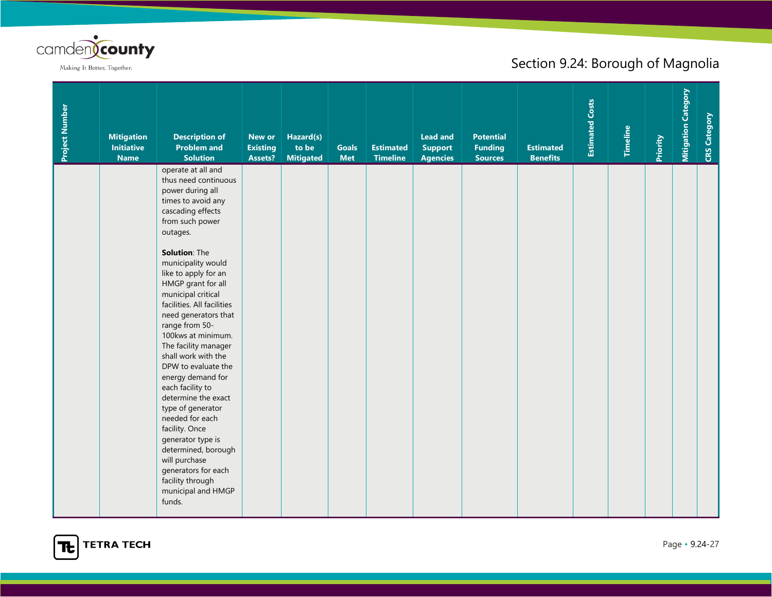| Project Number | Mitigation Initiative Name | Description of Problem and Solution | New or Existing Assets? | Hazard(s) to be Mitigated | Goals Met | Estimated Timeline | Lead and Support Agencies | Potential Funding Sources | Estimated Benefits | Estimated Costs | Timeline | Priority | Mitigation Category | CRS Category |
|---|---|---|---|---|---|---|---|---|---|---|---|---|---|---|
| | | operate at all and thus need continuous power during all times to avoid any cascading effects from such power outages.<br><br>**Solution**: The municipality would like to apply for an HMGP grant for all municipal critical facilities. All facilities need generators that range from 50-100kws at minimum. The facility manager shall work with the DPW to evaluate the energy demand for each facility to determine the exact type of generator needed for each facility. Once generator type is determined, borough will purchase generators for each facility through municipal and HMGP funds. | | | | | | | | | | | | |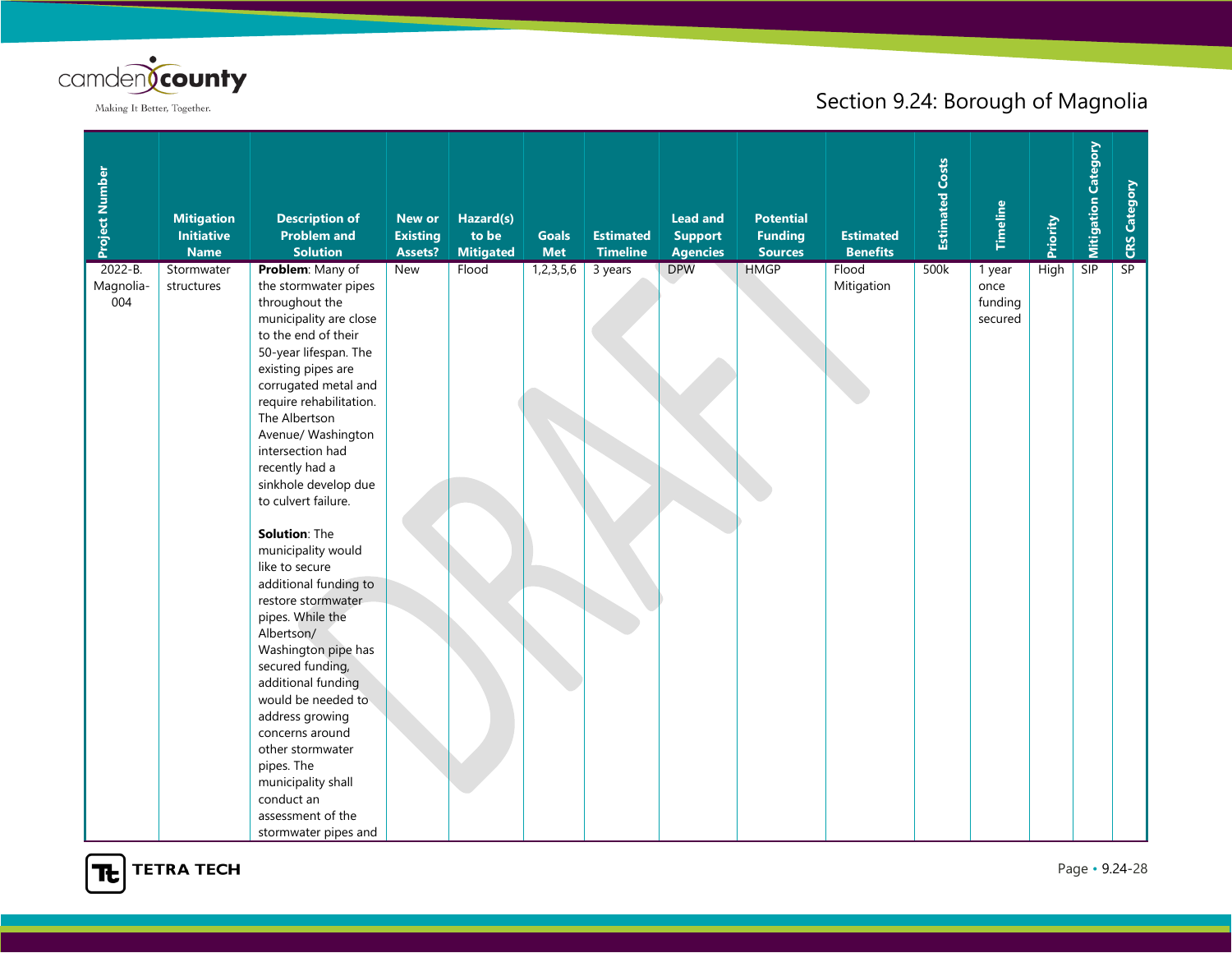| Project Number | Mitigation Initiative Name | Description of Problem and Solution | New or Existing Assets? | Hazard(s) to be Mitigated | Goals Met | Estimated Timeline | Lead and Support Agencies | Potential Funding Sources | Estimated Benefits | Estimated Costs | Timeline | Priority | Mitigation Category | CRS Category |
|---|---|---|---|---|---|---|---|---|---|---|---|---|---|---|
| 2022-B. Magnolia-004 | Stormwater structures | **Problem**: Many of the stormwater pipes throughout the municipality are close to the end of their 50-year lifespan. The existing pipes are corrugated metal and require rehabilitation. The Albertson Avenue/ Washington intersection had recently had a sinkhole develop due to culvert failure.<br><br>**Solution**: The municipality would like to secure additional funding to restore stormwater pipes. While the Albertson/ Washington pipe has secured funding, additional funding would be needed to address growing concerns around other stormwater pipes. The municipality shall conduct an assessment of the stormwater pipes and | New | Flood | 1,2,3,5,6 | 3 years | DPW | HMGP | Flood Mitigation | 500k | 1 year once funding secured | High | SIP | SP |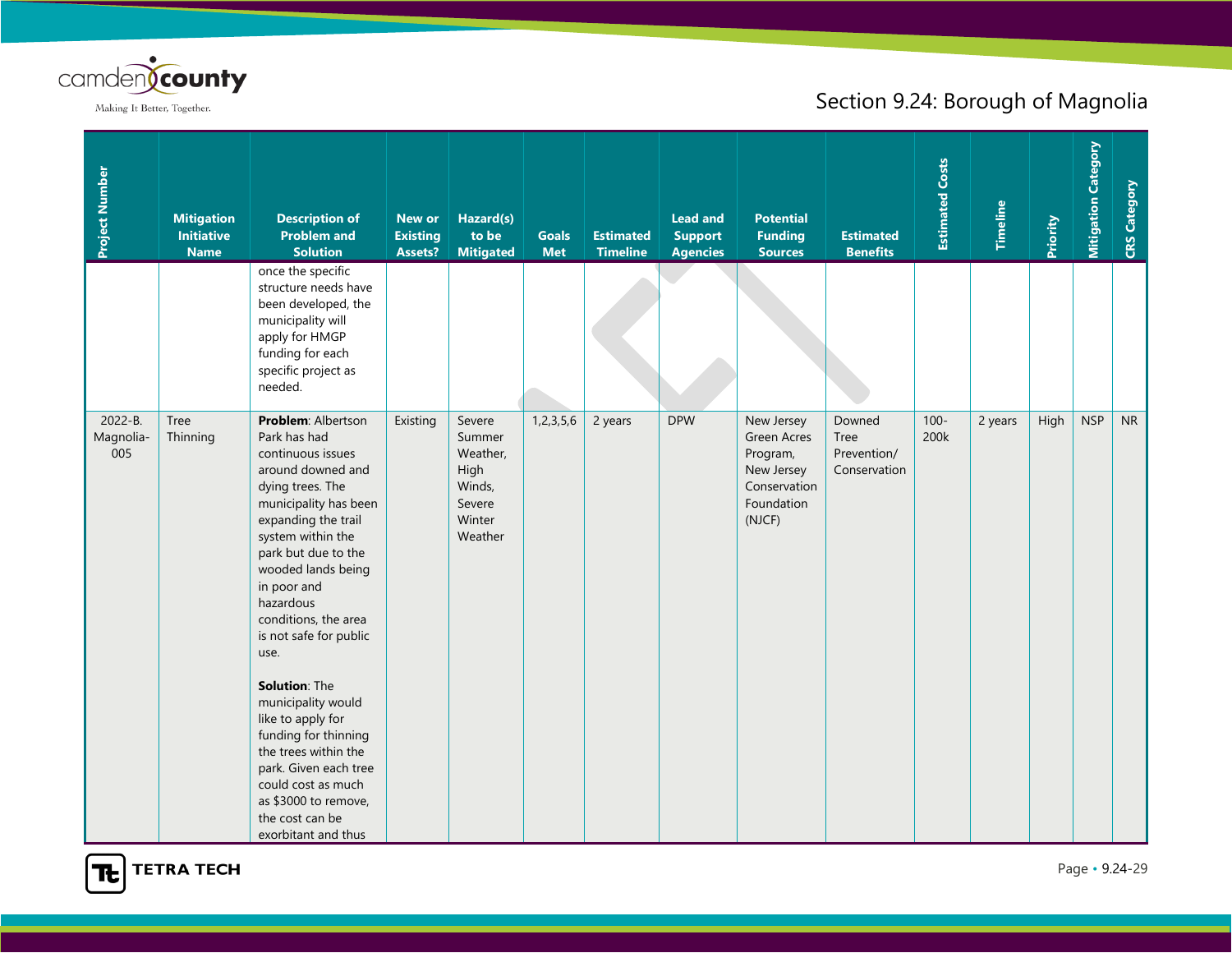| Project Number | Mitigation Initiative Name | Description of Problem and Solution | New or Existing Assets? | Hazard(s) to be Mitigated | Goals Met | Estimated Timeline | Lead and Support Agencies | Potential Funding Sources | Estimated Benefits | Estimated Costs | Timeline | Priority | Mitigation Category | CRS Category |
|---|---|---|---|---|---|---|---|---|---|---|---|---|---|---|
| | | once the specific structure needs have been developed, the municipality will apply for HMGP funding for each specific project as needed. | | | | | | | | | | | | |
| 2022-B. Magnolia-005 | Tree Thinning | **Problem**: Albertson Park has had continuous issues around downed and dying trees. The municipality has been expanding the trail system within the park but due to the wooded lands being in poor and hazardous conditions, the area is not safe for public use.<br><br>**Solution**: The municipality would like to apply for funding for thinning the trees within the park. Given each tree could cost as much as $3000 to remove, the cost can be exorbitant and thus | Existing | Severe Summer Weather, High Winds, Severe Winter Weather | 1,2,3,5,6 | 2 years | DPW | New Jersey Green Acres Program, New Jersey Conservation Foundation (NJCF) | Downed Tree Prevention/ Conservation | 100-200k | 2 years | High | NSP | NR |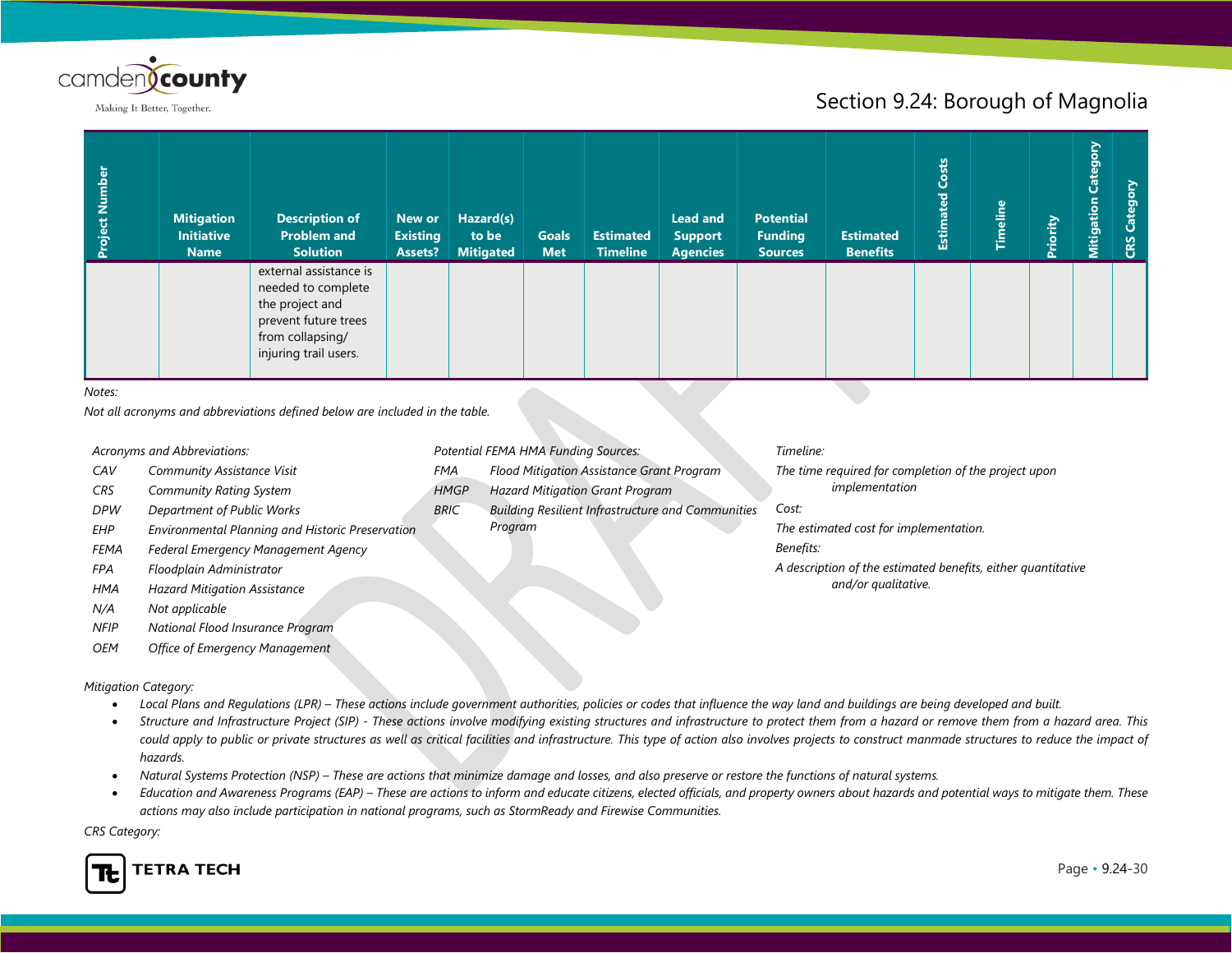| Project Number | Mitigation Initiative Name | Description of Problem and Solution | New or Existing Assets? | Hazard(s) to be Mitigated | Goals Met | Estimated Timeline | Lead and Support Agencies | Potential Funding Sources | Estimated Benefits | Estimated Costs | Timeline | Priority | Mitigation Category | CRS Category |
|---|---|---|---|---|---|---|---|---|---|---|---|---|---|---|
| | | external assistance is needed to complete the project and prevent future trees from collapsing/ injuring trail users. | | | | | | | | | | | | |

*Notes:*

*Not all acronyms and abbreviations defined below are included in the table.*

*Acronyms and Abbreviations:*

| | |
|---|---|
| *CAV* | *Community Assistance Visit* |
| *CRS* | *Community Rating System* |
| *DPW* | *Department of Public Works* |
| *EHP* | *Environmental Planning and Historic Preservation* |
| *FEMA* | *Federal Emergency Management Agency* |
| *FPA* | *Floodplain Administrator* |
| *HMA* | *Hazard Mitigation Assistance* |
| *N/A* | *Not applicable* |
| *NFIP* | *National Flood Insurance Program* |
| *OEM* | *Office of Emergency Management* |

*Potential FEMA HMA Funding Sources:*

| | |
|---|---|
| *FMA* | *Flood Mitigation Assistance Grant Program* |
| *HMGP* | *Hazard Mitigation Grant Program* |
| *BRIC* | *Building Resilient Infrastructure and Communities Program* |

*Timeline:*

*The time required for completion of the project upon implementation*

*Cost:*

*The estimated cost for implementation.*

*Benefits:*

*A description of the estimated benefits, either quantitative and/or qualitative.*

*Mitigation Category:*

- *Local Plans and Regulations (LPR) – These actions include government authorities, policies or codes that influence the way land and buildings are being developed and built.*
- *Structure and Infrastructure Project (SIP) - These actions involve modifying existing structures and infrastructure to protect them from a hazard or remove them from a hazard area. This could apply to public or private structures as well as critical facilities and infrastructure. This type of action also involves projects to construct manmade structures to reduce the impact of hazards.*
- *Natural Systems Protection (NSP) – These are actions that minimize damage and losses, and also preserve or restore the functions of natural systems.*
- *Education and Awareness Programs (EAP) – These are actions to inform and educate citizens, elected officials, and property owners about hazards and potential ways to mitigate them. These actions may also include participation in national programs, such as StormReady and Firewise Communities.*

*CRS Category:*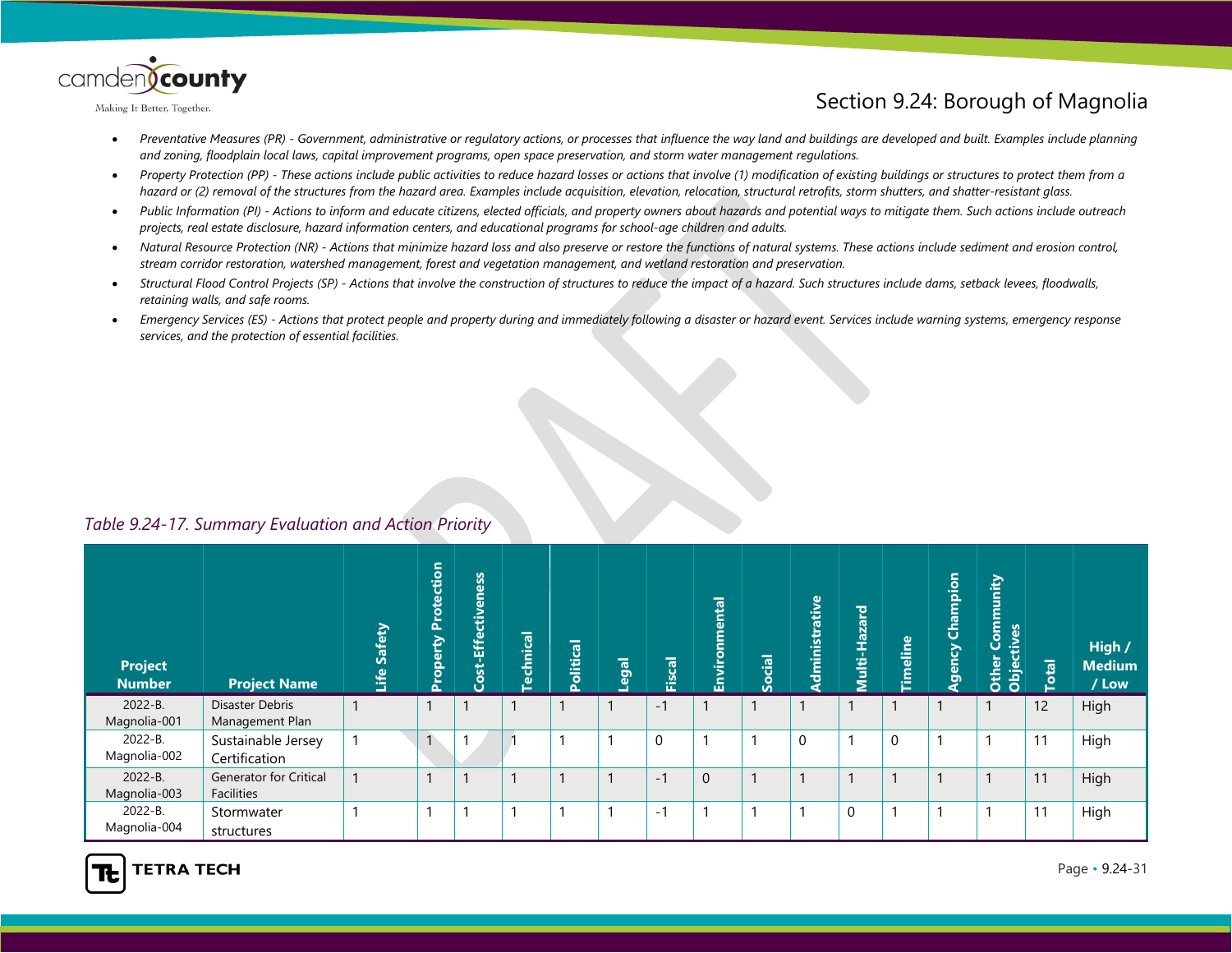- *Preventative Measures (PR) - Government, administrative or regulatory actions, or processes that influence the way land and buildings are developed and built. Examples include planning and zoning, floodplain local laws, capital improvement programs, open space preservation, and storm water management regulations.*
- *Property Protection (PP) - These actions include public activities to reduce hazard losses or actions that involve (1) modification of existing buildings or structures to protect them from a hazard or (2) removal of the structures from the hazard area. Examples include acquisition, elevation, relocation, structural retrofits, storm shutters, and shatter-resistant glass.*
- *Public Information (PI) - Actions to inform and educate citizens, elected officials, and property owners about hazards and potential ways to mitigate them. Such actions include outreach projects, real estate disclosure, hazard information centers, and educational programs for school-age children and adults.*
- *Natural Resource Protection (NR) - Actions that minimize hazard loss and also preserve or restore the functions of natural systems. These actions include sediment and erosion control, stream corridor restoration, watershed management, forest and vegetation management, and wetland restoration and preservation.*
- *Structural Flood Control Projects (SP) - Actions that involve the construction of structures to reduce the impact of a hazard. Such structures include dams, setback levees, floodwalls, retaining walls, and safe rooms.*
- *Emergency Services (ES) - Actions that protect people and property during and immediately following a disaster or hazard event. Services include warning systems, emergency response services, and the protection of essential facilities.*

*Table 9.24-17. Summary Evaluation and Action Priority*

| Project Number | Project Name | Life Safety | Property Protection | Cost-Effectiveness | Technical | Political | Legal | Fiscal | Environmental | Social | Administrative | Multi-Hazard | Timeline | Agency Champion | Other Community Objectives | Total | High / Medium / Low |
|---|---|---|---|---|---|---|---|---|---|---|---|---|---|---|---|---|---|
| 2022-B. Magnolia-001 | Disaster Debris Management Plan | 1 | 1 | 1 | 1 | 1 | 1 | -1 | 1 | 1 | 1 | 1 | 1 | 1 | 1 | 12 | High |
| 2022-B. Magnolia-002 | Sustainable Jersey Certification | 1 | 1 | 1 | 1 | 1 | 1 | 0 | 1 | 1 | 0 | 1 | 0 | 1 | 1 | 11 | High |
| 2022-B. Magnolia-003 | Generator for Critical Facilities | 1 | 1 | 1 | 1 | 1 | 1 | -1 | 0 | 1 | 1 | 1 | 1 | 1 | 1 | 11 | High |
| 2022-B. Magnolia-004 | Stormwater structures | 1 | 1 | 1 | 1 | 1 | 1 | -1 | 1 | 1 | 1 | 0 | 1 | 1 | 1 | 11 | High |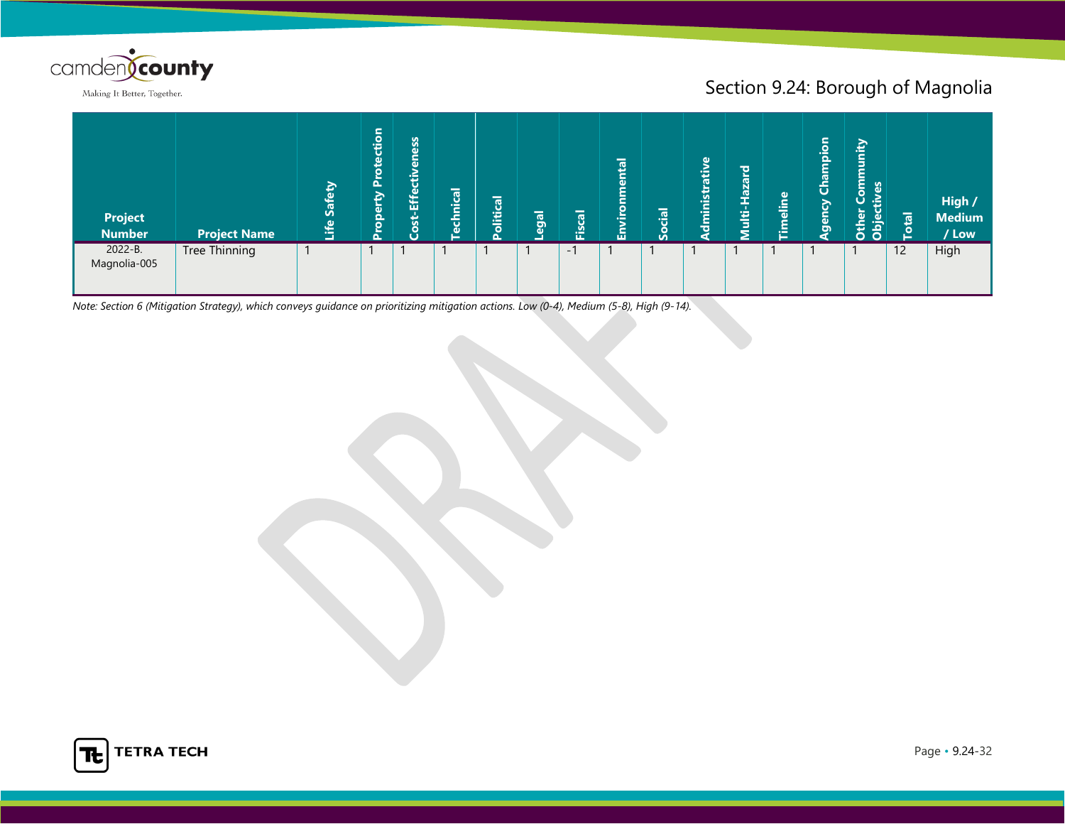| Project Number | Project Name | Life Safety | Property Protection | Cost-Effectiveness | Technical | Political | Legal | Fiscal | Environmental | Social | Administrative | Multi-Hazard | Timeline | Agency Champion | Other Community Objectives | Total | High / Medium / Low |
|---|---|---|---|---|---|---|---|---|---|---|---|---|---|---|---|---|---|
| 2022-B. Magnolia-005 | Tree Thinning | 1 | 1 | 1 | 1 | 1 | 1 | -1 | 1 | 1 | 1 | 1 | 1 | 1 | 1 | 12 | High |

*Note: Section 6 (Mitigation Strategy), which conveys guidance on prioritizing mitigation actions. Low (0-4), Medium (5-8), High (9-14).*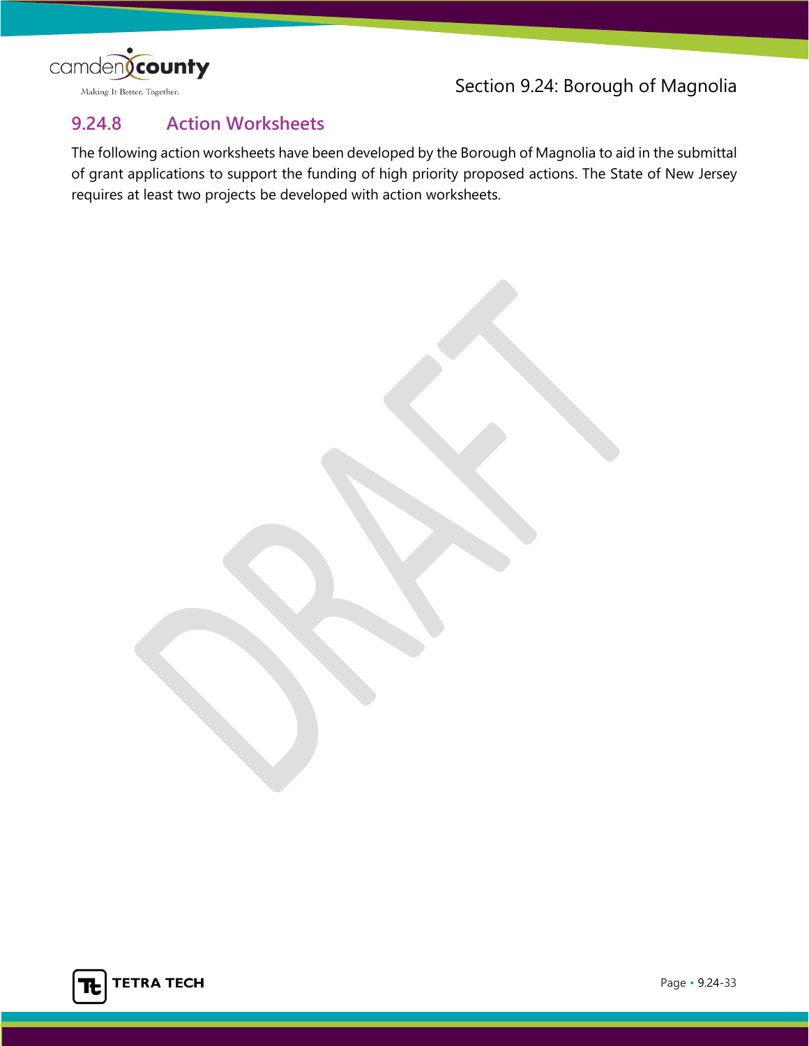### 9.24.8 Action Worksheets

The following action worksheets have been developed by the Borough of Magnolia to aid in the submittal of grant applications to support the funding of high priority proposed actions. The State of New Jersey requires at least two projects be developed with action worksheets.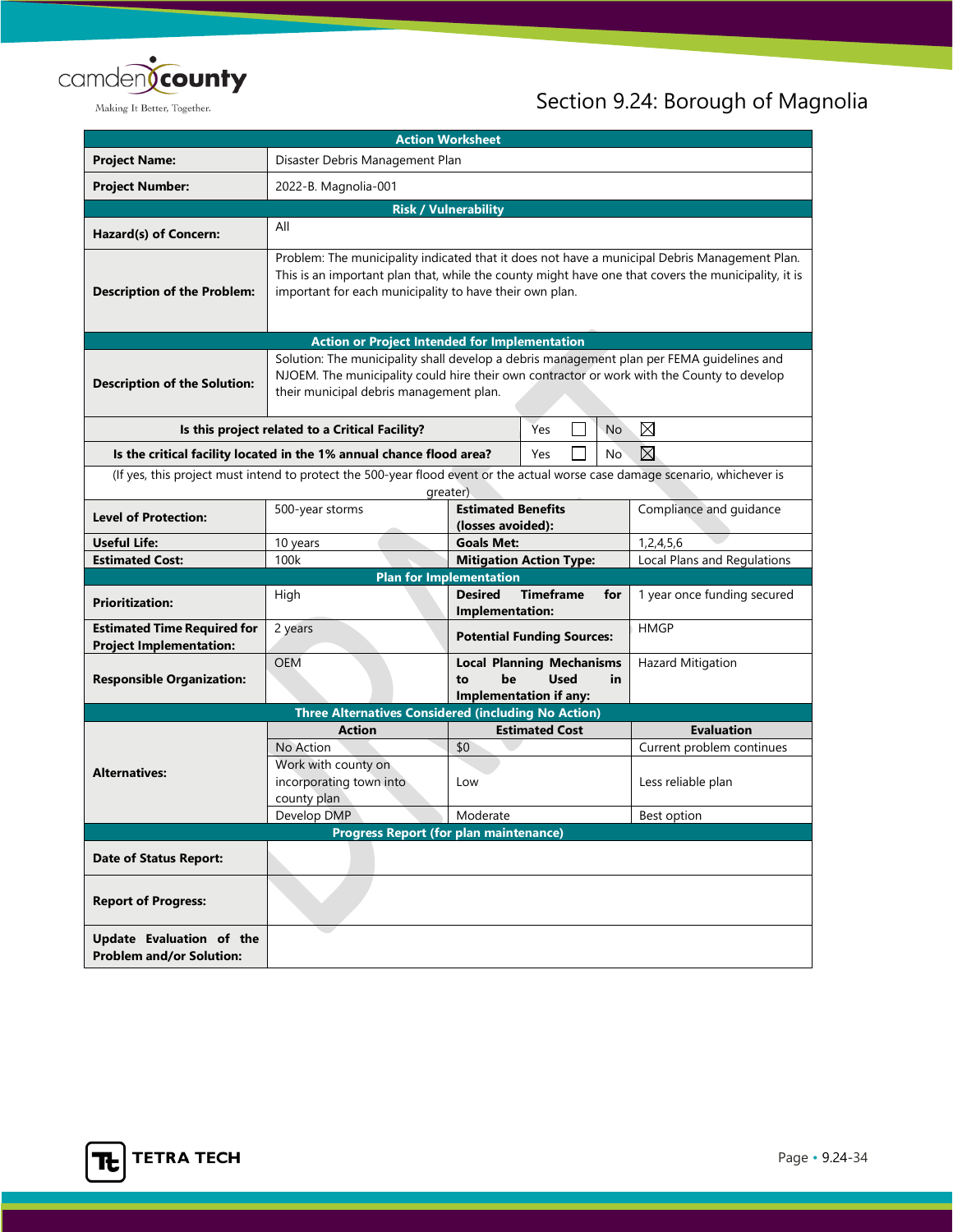| Action Worksheet | | | |
|---|---|---|---|
| **Project Name:** | Disaster Debris Management Plan | | |
| **Project Number:** | 2022-B. Magnolia-001 | | |
| **Risk / Vulnerability** | | | |
| **Hazard(s) of Concern:** | All | | |
| **Description of the Problem:** | Problem: The municipality indicated that it does not have a municipal Debris Management Plan. This is an important plan that, while the county might have one that covers the municipality, it is important for each municipality to have their own plan. | | |
| **Action or Project Intended for Implementation** | | | |
| **Description of the Solution:** | Solution: The municipality shall develop a debris management plan per FEMA guidelines and NJOEM. The municipality could hire their own contractor or work with the County to develop their municipal debris management plan. | | |
| **Is this project related to a Critical Facility?** | | Yes ☐ | No ☒ |
| **Is the critical facility located in the 1% annual chance flood area?** | | Yes ☐ | No ☒ |
| (If yes, this project must intend to protect the 500-year flood event or the actual worse case damage scenario, whichever is greater) | | | |
| **Level of Protection:** | 500-year storms | **Estimated Benefits (losses avoided):** | Compliance and guidance |
| **Useful Life:** | 10 years | **Goals Met:** | 1,2,4,5,6 |
| **Estimated Cost:** | 100k | **Mitigation Action Type:** | Local Plans and Regulations |
| **Plan for Implementation** | | | |
| **Prioritization:** | High | **Desired Timeframe for Implementation:** | 1 year once funding secured |
| **Estimated Time Required for Project Implementation:** | 2 years | **Potential Funding Sources:** | HMGP |
| **Responsible Organization:** | OEM | **Local Planning Mechanisms to be Used in Implementation if any:** | Hazard Mitigation |
| **Three Alternatives Considered (including No Action)** | | | |
| **Alternatives:** | **Action** | **Estimated Cost** | **Evaluation** |
| | No Action | $0 | Current problem continues |
| | Work with county on incorporating town into county plan | Low | Less reliable plan |
| | Develop DMP | Moderate | Best option |
| **Progress Report (for plan maintenance)** | | | |
| **Date of Status Report:** | | | |
| **Report of Progress:** | | | |
| **Update Evaluation of the Problem and/or Solution:** | | | |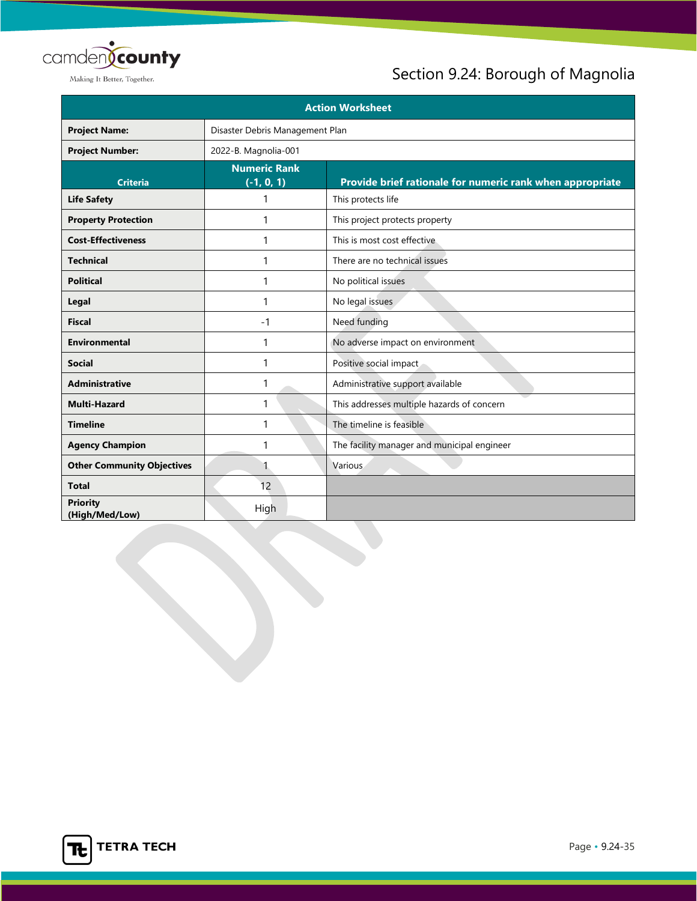| Action Worksheet | | |
|---|---|---|
| **Project Name:** | Disaster Debris Management Plan | |
| **Project Number:** | 2022-B. Magnolia-001 | |
| **Criteria** | **Numeric Rank (-1, 0, 1)** | **Provide brief rationale for numeric rank when appropriate** |
| **Life Safety** | 1 | This protects life |
| **Property Protection** | 1 | This project protects property |
| **Cost-Effectiveness** | 1 | This is most cost effective |
| **Technical** | 1 | There are no technical issues |
| **Political** | 1 | No political issues |
| **Legal** | 1 | No legal issues |
| **Fiscal** | -1 | Need funding |
| **Environmental** | 1 | No adverse impact on environment |
| **Social** | 1 | Positive social impact |
| **Administrative** | 1 | Administrative support available |
| **Multi-Hazard** | 1 | This addresses multiple hazards of concern |
| **Timeline** | 1 | The timeline is feasible |
| **Agency Champion** | 1 | The facility manager and municipal engineer |
| **Other Community Objectives** | 1 | Various |
| **Total** | 12 | |
| **Priority (High/Med/Low)** | High | |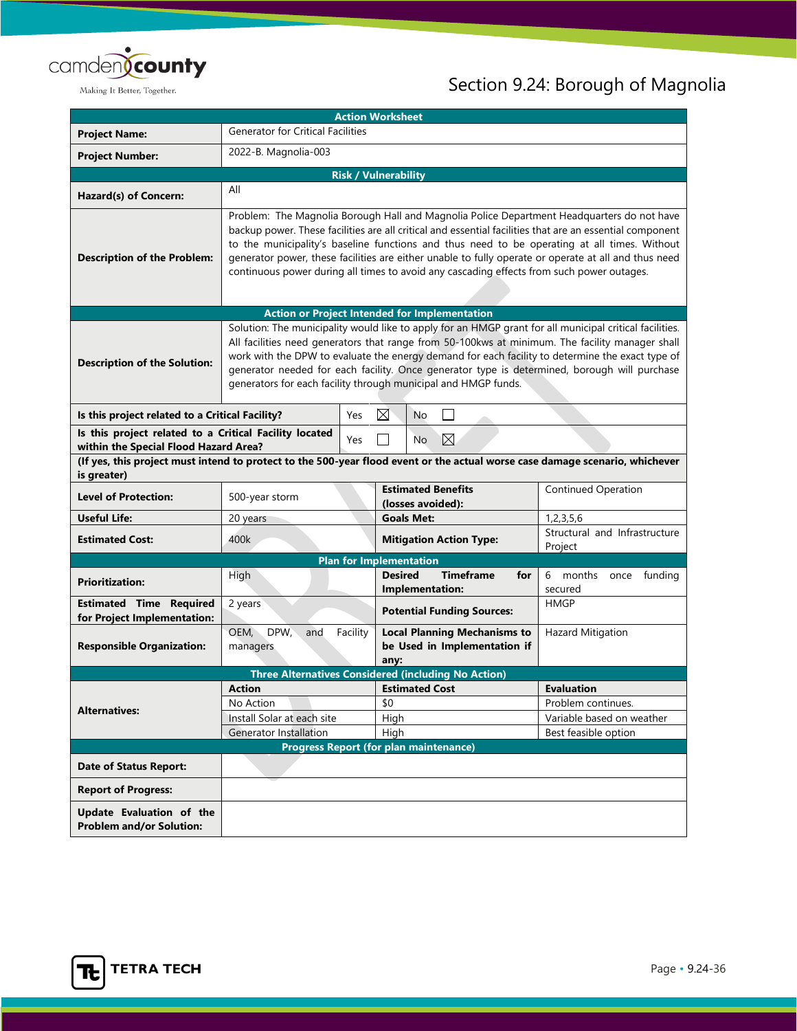## Section 9.24: Borough of Magnolia

| Action Worksheet | | | |
|---|---|---|---|
| **Project Name:** | Generator for Critical Facilities | | |
| **Project Number:** | 2022-B. Magnolia-003 | | |
| **Risk / Vulnerability** | | | |
| **Hazard(s) of Concern:** | All | | |
| **Description of the Problem:** | Problem: The Magnolia Borough Hall and Magnolia Police Department Headquarters do not have backup power. These facilities are all critical and essential facilities that are an essential component to the municipality's baseline functions and thus need to be operating at all times. Without generator power, these facilities are either unable to fully operate or operate at all and thus need continuous power during all times to avoid any cascading effects from such power outages. | | |
| **Action or Project Intended for Implementation** | | | |
| **Description of the Solution:** | Solution: The municipality would like to apply for an HMGP grant for all municipal critical facilities. All facilities need generators that range from 50-100kws at minimum. The facility manager shall work with the DPW to evaluate the energy demand for each facility to determine the exact type of generator needed for each facility. Once generator type is determined, borough will purchase generators for each facility through municipal and HMGP funds. | | |
| **Is this project related to a Critical Facility?** | Yes ☒ | No ☐ | |
| **Is this project related to a Critical Facility located within the Special Flood Hazard Area?** | Yes ☐ | No ☒ | |
| **(If yes, this project must intend to protect to the 500-year flood event or the actual worse case damage scenario, whichever is greater)** | | | |
| **Level of Protection:** | 500-year storm | **Estimated Benefits (losses avoided):** | Continued Operation |
| **Useful Life:** | 20 years | **Goals Met:** | 1,2,3,5,6 |
| **Estimated Cost:** | 400k | **Mitigation Action Type:** | Structural and Infrastructure Project |
| **Plan for Implementation** | | | |
| **Prioritization:** | High | **Desired Timeframe for Implementation:** | 6 months once funding secured |
| **Estimated Time Required for Project Implementation:** | 2 years | **Potential Funding Sources:** | HMGP |
| **Responsible Organization:** | OEM, DPW, and Facility managers | **Local Planning Mechanisms to be Used in Implementation if any:** | Hazard Mitigation |
| **Three Alternatives Considered (including No Action)** | | | |
| **Alternatives:** | **Action** | **Estimated Cost** | **Evaluation** |
| | No Action | $0 | Problem continues. |
| | Install Solar at each site | High | Variable based on weather |
| | Generator Installation | High | Best feasible option |
| **Progress Report (for plan maintenance)** | | | |
| **Date of Status Report:** | | | |
| **Report of Progress:** | | | |
| **Update Evaluation of the Problem and/or Solution:** | | | |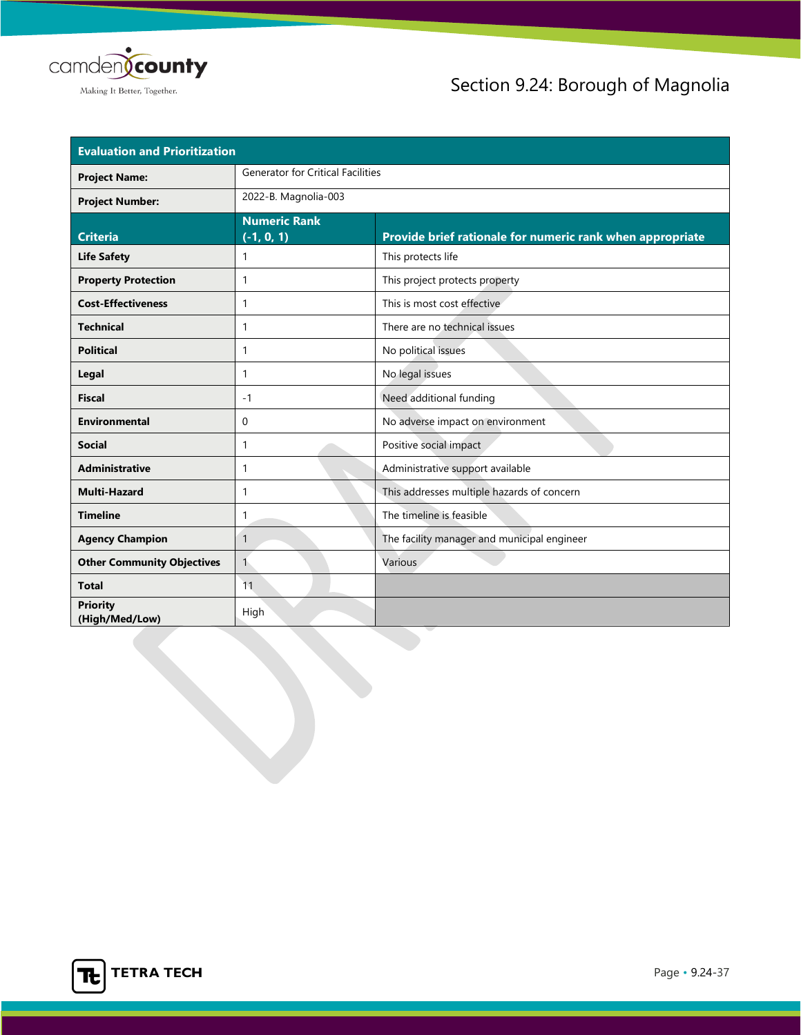| Evaluation and Prioritization | | |
|---|---|---|
| **Project Name:** | Generator for Critical Facilities | |
| **Project Number:** | 2022-B. Magnolia-003 | |
| **Criteria** | **Numeric Rank (-1, 0, 1)** | **Provide brief rationale for numeric rank when appropriate** |
| **Life Safety** | 1 | This protects life |
| **Property Protection** | 1 | This project protects property |
| **Cost-Effectiveness** | 1 | This is most cost effective |
| **Technical** | 1 | There are no technical issues |
| **Political** | 1 | No political issues |
| **Legal** | 1 | No legal issues |
| **Fiscal** | -1 | Need additional funding |
| **Environmental** | 0 | No adverse impact on environment |
| **Social** | 1 | Positive social impact |
| **Administrative** | 1 | Administrative support available |
| **Multi-Hazard** | 1 | This addresses multiple hazards of concern |
| **Timeline** | 1 | The timeline is feasible |
| **Agency Champion** | 1 | The facility manager and municipal engineer |
| **Other Community Objectives** | 1 | Various |
| **Total** | 11 | |
| **Priority (High/Med/Low)** | High | |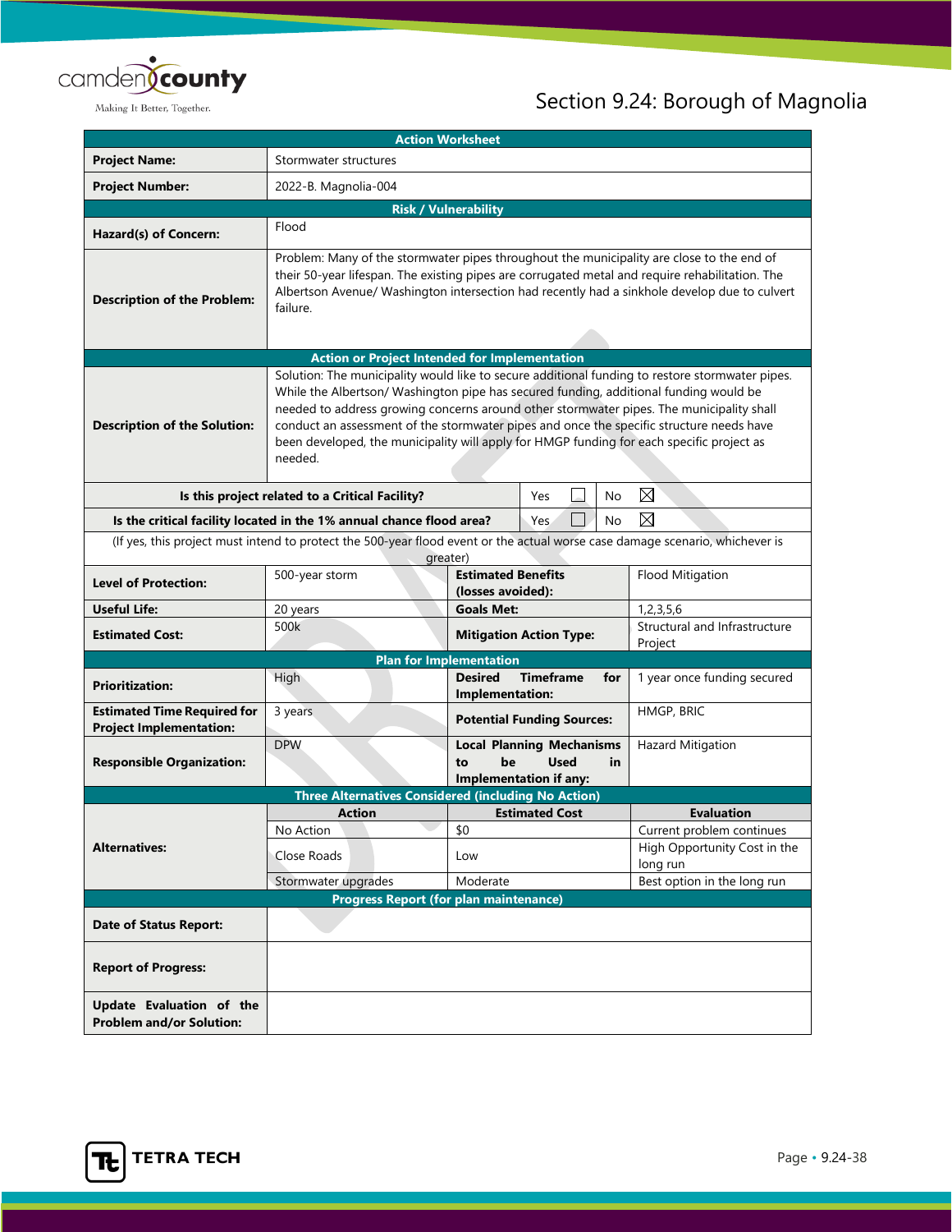## Section 9.24: Borough of Magnolia

| Action Worksheet | | | |
|---|---|---|---|
| **Project Name:** | Stormwater structures | | |
| **Project Number:** | 2022-B. Magnolia-004 | | |
| **Risk / Vulnerability** | | | |
| **Hazard(s) of Concern:** | Flood | | |
| **Description of the Problem:** | Problem: Many of the stormwater pipes throughout the municipality are close to the end of their 50-year lifespan. The existing pipes are corrugated metal and require rehabilitation. The Albertson Avenue/ Washington intersection had recently had a sinkhole develop due to culvert failure. | | |
| **Action or Project Intended for Implementation** | | | |
| **Description of the Solution:** | Solution: The municipality would like to secure additional funding to restore stormwater pipes. While the Albertson/ Washington pipe has secured funding, additional funding would be needed to address growing concerns around other stormwater pipes. The municipality shall conduct an assessment of the stormwater pipes and once the specific structure needs have been developed, the municipality will apply for HMGP funding for each specific project as needed. | | |
| **Is this project related to a Critical Facility?** | | Yes ☐ | No ☒ |
| **Is the critical facility located in the 1% annual chance flood area?** | | Yes ☐ | No ☒ |
| (If yes, this project must intend to protect the 500-year flood event or the actual worse case damage scenario, whichever is greater) | | | |
| **Level of Protection:** | 500-year storm | **Estimated Benefits (losses avoided):** | Flood Mitigation |
| **Useful Life:** | 20 years | **Goals Met:** | 1,2,3,5,6 |
| **Estimated Cost:** | 500k | **Mitigation Action Type:** | Structural and Infrastructure Project |
| **Plan for Implementation** | | | |
| **Prioritization:** | High | **Desired Timeframe for Implementation:** | 1 year once funding secured |
| **Estimated Time Required for Project Implementation:** | 3 years | **Potential Funding Sources:** | HMGP, BRIC |
| **Responsible Organization:** | DPW | **Local Planning Mechanisms to be Used in Implementation if any:** | Hazard Mitigation |
| **Three Alternatives Considered (including No Action)** | | | |
| **Alternatives:** | **Action** | **Estimated Cost** | **Evaluation** |
| | No Action | $0 | Current problem continues |
| | Close Roads | Low | High Opportunity Cost in the long run |
| | Stormwater upgrades | Moderate | Best option in the long run |
| **Progress Report (for plan maintenance)** | | | |
| **Date of Status Report:** | | | |
| **Report of Progress:** | | | |
| **Update Evaluation of the Problem and/or Solution:** | | | |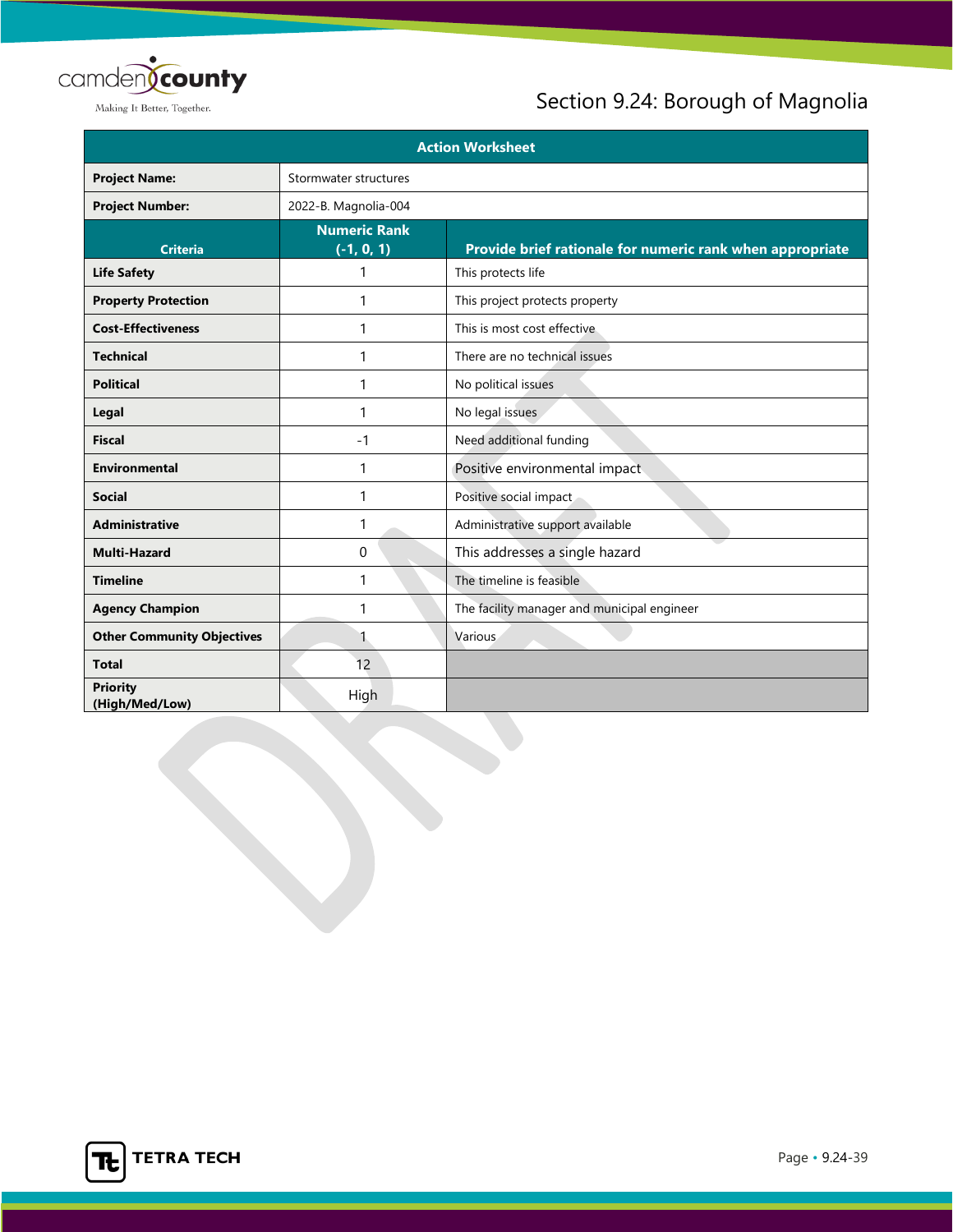| Action Worksheet | | |
|---|---|---|
| **Project Name:** | Stormwater structures | |
| **Project Number:** | 2022-B. Magnolia-004 | |
| **Criteria** | **Numeric Rank (-1, 0, 1)** | **Provide brief rationale for numeric rank when appropriate** |
| **Life Safety** | 1 | This protects life |
| **Property Protection** | 1 | This project protects property |
| **Cost-Effectiveness** | 1 | This is most cost effective |
| **Technical** | 1 | There are no technical issues |
| **Political** | 1 | No political issues |
| **Legal** | 1 | No legal issues |
| **Fiscal** | -1 | Need additional funding |
| **Environmental** | 1 | Positive environmental impact |
| **Social** | 1 | Positive social impact |
| **Administrative** | 1 | Administrative support available |
| **Multi-Hazard** | 0 | This addresses a single hazard |
| **Timeline** | 1 | The timeline is feasible |
| **Agency Champion** | 1 | The facility manager and municipal engineer |
| **Other Community Objectives** | 1 | Various |
| **Total** | 12 | |
| **Priority (High/Med/Low)** | High | |